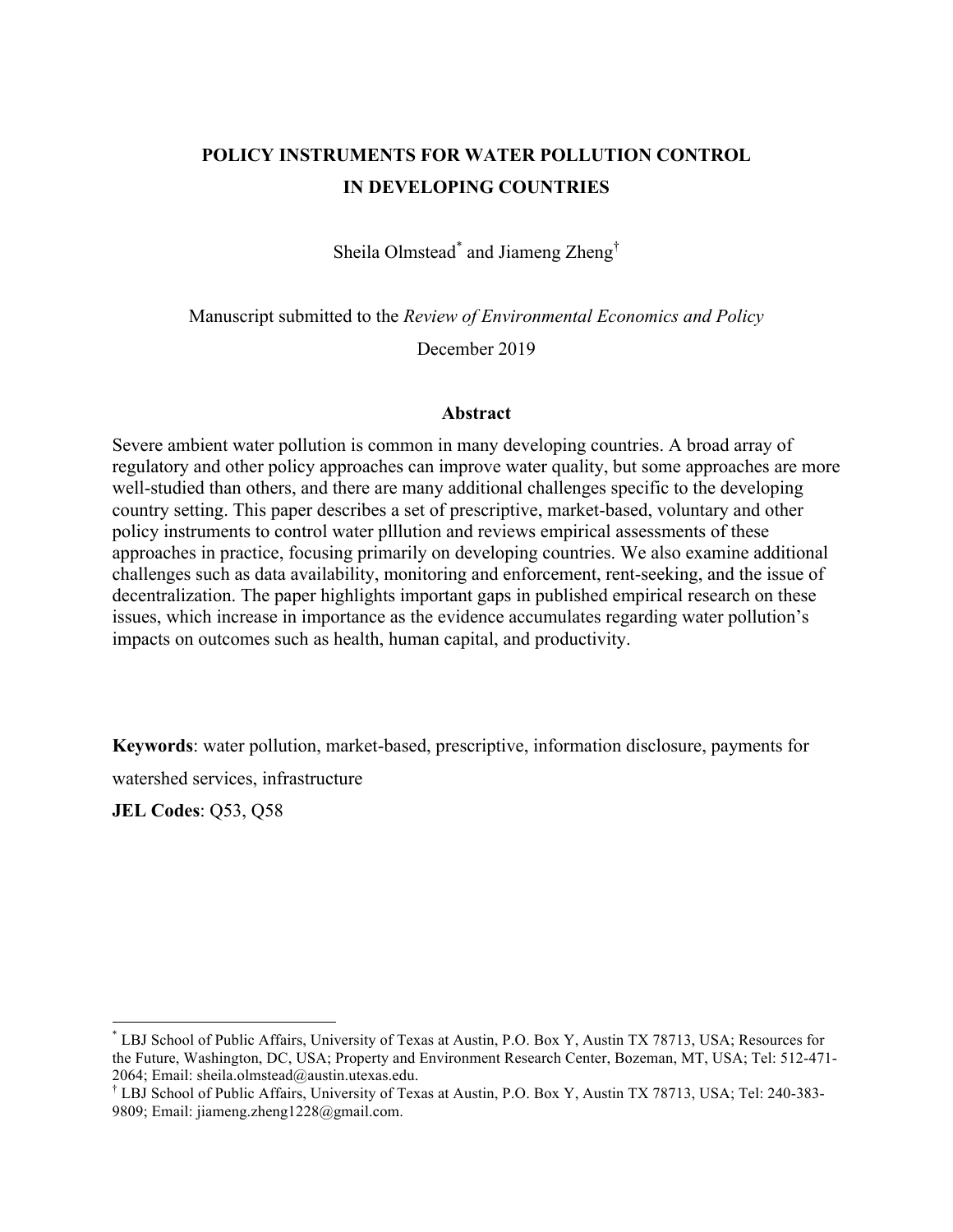# POLICY INSTRUMENTS FOR WATER POLLUTION CONTROL IN DEVELOPING COUNTRIES

Sheila Olmstead[*] and Jiameng Zheng[†]

Manuscript submitted to the *Review of Environmental Economics and Policy*

December 2019

## Abstract

Severe ambient water pollution is common in many developing countries. A broad array of regulatory and other policy approaches can improve water quality, but some approaches are more well-studied than others, and there are many additional challenges specific to the developing country setting. This paper describes a set of prescriptive, market-based, voluntary and other policy instruments to control water plllution and reviews empirical assessments of these approaches in practice, focusing primarily on developing countries. We also examine additional challenges such as data availability, monitoring and enforcement, rent-seeking, and the issue of decentralization. The paper highlights important gaps in published empirical research on these issues, which increase in importance as the evidence accumulates regarding water pollution's impacts on outcomes such as health, human capital, and productivity.

**Keywords**: water pollution, market-based, prescriptive, information disclosure, payments for watershed services, infrastructure

**JEL Codes**: Q53, Q58

---

[*] LBJ School of Public Affairs, University of Texas at Austin, P.O. Box Y, Austin TX 78713, USA; Resources for the Future, Washington, DC, USA; Property and Environment Research Center, Bozeman, MT, USA; Tel: 512-471-2064; Email: sheila.olmstead@austin.utexas.edu.

[†] LBJ School of Public Affairs, University of Texas at Austin, P.O. Box Y, Austin TX 78713, USA; Tel: 240-383-9809; Email: jiameng.zheng1228@gmail.com.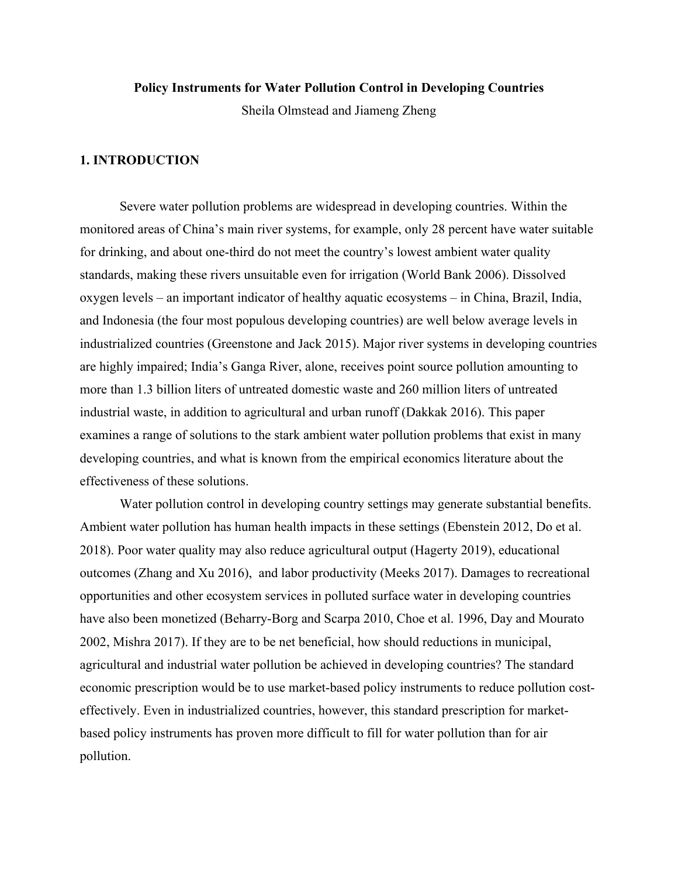**Policy Instruments for Water Pollution Control in Developing Countries**

Sheila Olmstead and Jiameng Zheng

## 1. INTRODUCTION

Severe water pollution problems are widespread in developing countries. Within the monitored areas of China's main river systems, for example, only 28 percent have water suitable for drinking, and about one-third do not meet the country's lowest ambient water quality standards, making these rivers unsuitable even for irrigation (World Bank 2006). Dissolved oxygen levels – an important indicator of healthy aquatic ecosystems – in China, Brazil, India, and Indonesia (the four most populous developing countries) are well below average levels in industrialized countries (Greenstone and Jack 2015). Major river systems in developing countries are highly impaired; India's Ganga River, alone, receives point source pollution amounting to more than 1.3 billion liters of untreated domestic waste and 260 million liters of untreated industrial waste, in addition to agricultural and urban runoff (Dakkak 2016). This paper examines a range of solutions to the stark ambient water pollution problems that exist in many developing countries, and what is known from the empirical economics literature about the effectiveness of these solutions.

Water pollution control in developing country settings may generate substantial benefits. Ambient water pollution has human health impacts in these settings (Ebenstein 2012, Do et al. 2018). Poor water quality may also reduce agricultural output (Hagerty 2019), educational outcomes (Zhang and Xu 2016), and labor productivity (Meeks 2017). Damages to recreational opportunities and other ecosystem services in polluted surface water in developing countries have also been monetized (Beharry-Borg and Scarpa 2010, Choe et al. 1996, Day and Mourato 2002, Mishra 2017). If they are to be net beneficial, how should reductions in municipal, agricultural and industrial water pollution be achieved in developing countries? The standard economic prescription would be to use market-based policy instruments to reduce pollution cost-effectively. Even in industrialized countries, however, this standard prescription for market-based policy instruments has proven more difficult to fill for water pollution than for air pollution.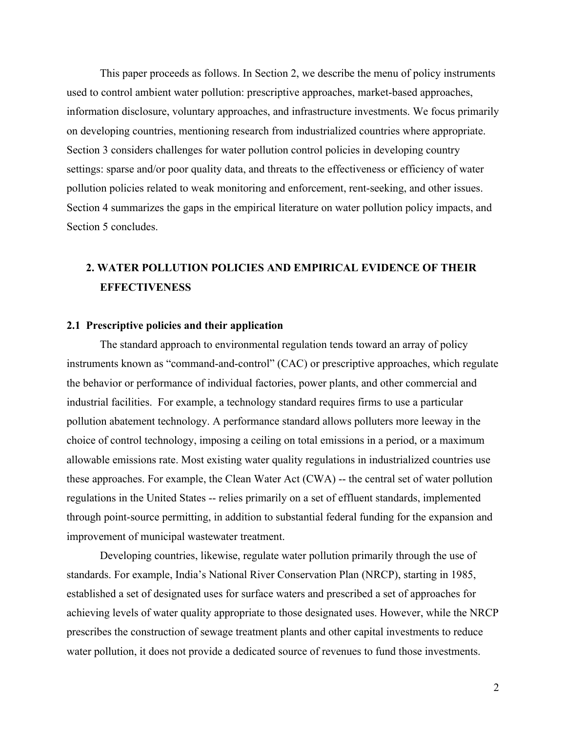This paper proceeds as follows. In Section 2, we describe the menu of policy instruments used to control ambient water pollution: prescriptive approaches, market-based approaches, information disclosure, voluntary approaches, and infrastructure investments. We focus primarily on developing countries, mentioning research from industrialized countries where appropriate. Section 3 considers challenges for water pollution control policies in developing country settings: sparse and/or poor quality data, and threats to the effectiveness or efficiency of water pollution policies related to weak monitoring and enforcement, rent-seeking, and other issues. Section 4 summarizes the gaps in the empirical literature on water pollution policy impacts, and Section 5 concludes.

## 2. WATER POLLUTION POLICIES AND EMPIRICAL EVIDENCE OF THEIR EFFECTIVENESS

### 2.1 Prescriptive policies and their application

The standard approach to environmental regulation tends toward an array of policy instruments known as "command-and-control" (CAC) or prescriptive approaches, which regulate the behavior or performance of individual factories, power plants, and other commercial and industrial facilities. For example, a technology standard requires firms to use a particular pollution abatement technology. A performance standard allows polluters more leeway in the choice of control technology, imposing a ceiling on total emissions in a period, or a maximum allowable emissions rate. Most existing water quality regulations in industrialized countries use these approaches. For example, the Clean Water Act (CWA) -- the central set of water pollution regulations in the United States -- relies primarily on a set of effluent standards, implemented through point-source permitting, in addition to substantial federal funding for the expansion and improvement of municipal wastewater treatment.

Developing countries, likewise, regulate water pollution primarily through the use of standards. For example, India's National River Conservation Plan (NRCP), starting in 1985, established a set of designated uses for surface waters and prescribed a set of approaches for achieving levels of water quality appropriate to those designated uses. However, while the NRCP prescribes the construction of sewage treatment plants and other capital investments to reduce water pollution, it does not provide a dedicated source of revenues to fund those investments.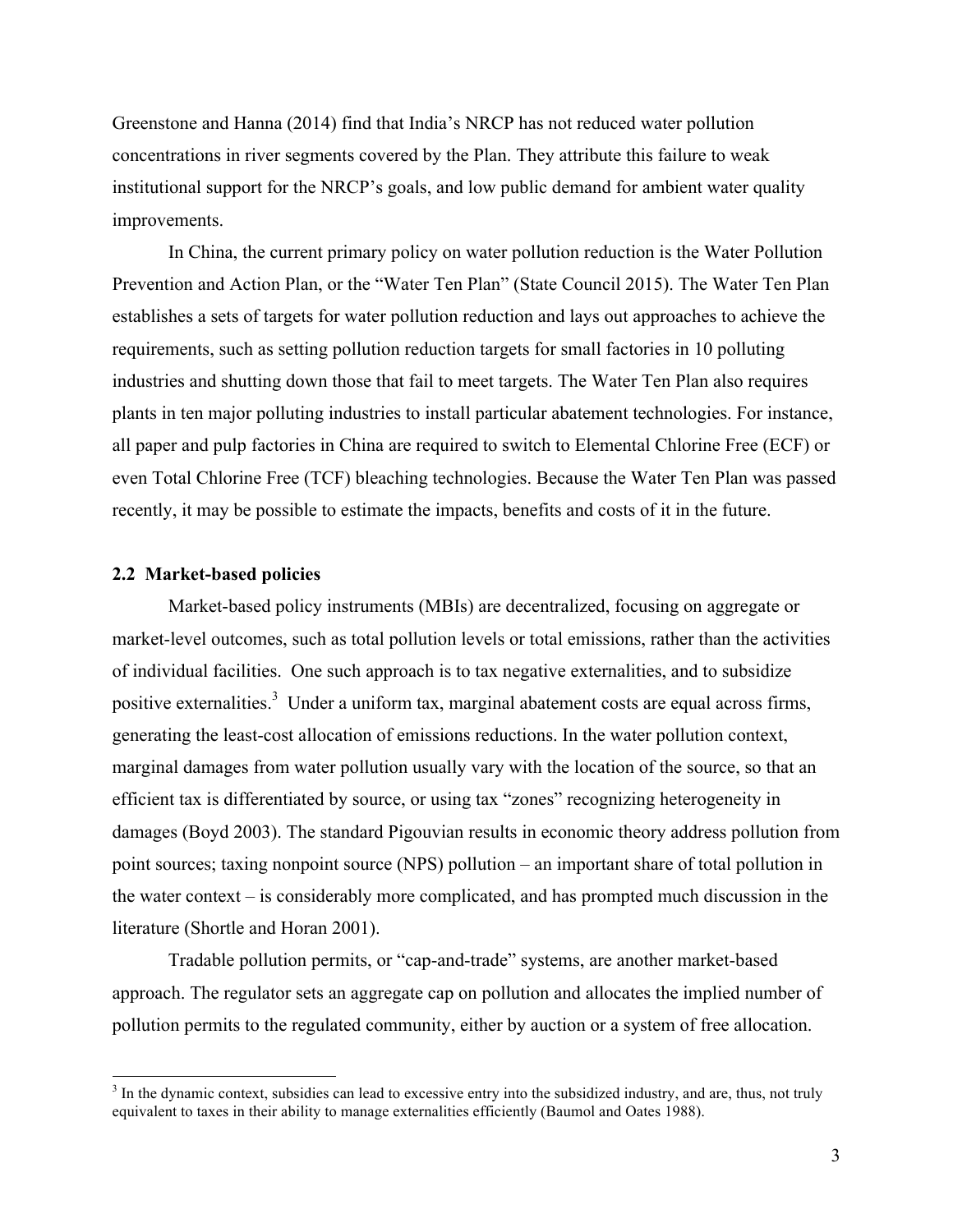Greenstone and Hanna (2014) find that India's NRCP has not reduced water pollution concentrations in river segments covered by the Plan. They attribute this failure to weak institutional support for the NRCP's goals, and low public demand for ambient water quality improvements.

In China, the current primary policy on water pollution reduction is the Water Pollution Prevention and Action Plan, or the "Water Ten Plan" (State Council 2015). The Water Ten Plan establishes a sets of targets for water pollution reduction and lays out approaches to achieve the requirements, such as setting pollution reduction targets for small factories in 10 polluting industries and shutting down those that fail to meet targets. The Water Ten Plan also requires plants in ten major polluting industries to install particular abatement technologies. For instance, all paper and pulp factories in China are required to switch to Elemental Chlorine Free (ECF) or even Total Chlorine Free (TCF) bleaching technologies. Because the Water Ten Plan was passed recently, it may be possible to estimate the impacts, benefits and costs of it in the future.

### 2.2 Market-based policies

Market-based policy instruments (MBIs) are decentralized, focusing on aggregate or market-level outcomes, such as total pollution levels or total emissions, rather than the activities of individual facilities. One such approach is to tax negative externalities, and to subsidize positive externalities.[3] Under a uniform tax, marginal abatement costs are equal across firms, generating the least-cost allocation of emissions reductions. In the water pollution context, marginal damages from water pollution usually vary with the location of the source, so that an efficient tax is differentiated by source, or using tax "zones" recognizing heterogeneity in damages (Boyd 2003). The standard Pigouvian results in economic theory address pollution from point sources; taxing nonpoint source (NPS) pollution – an important share of total pollution in the water context – is considerably more complicated, and has prompted much discussion in the literature (Shortle and Horan 2001).

Tradable pollution permits, or "cap-and-trade" systems, are another market-based approach. The regulator sets an aggregate cap on pollution and allocates the implied number of pollution permits to the regulated community, either by auction or a system of free allocation.

[3] In the dynamic context, subsidies can lead to excessive entry into the subsidized industry, and are, thus, not truly equivalent to taxes in their ability to manage externalities efficiently (Baumol and Oates 1988).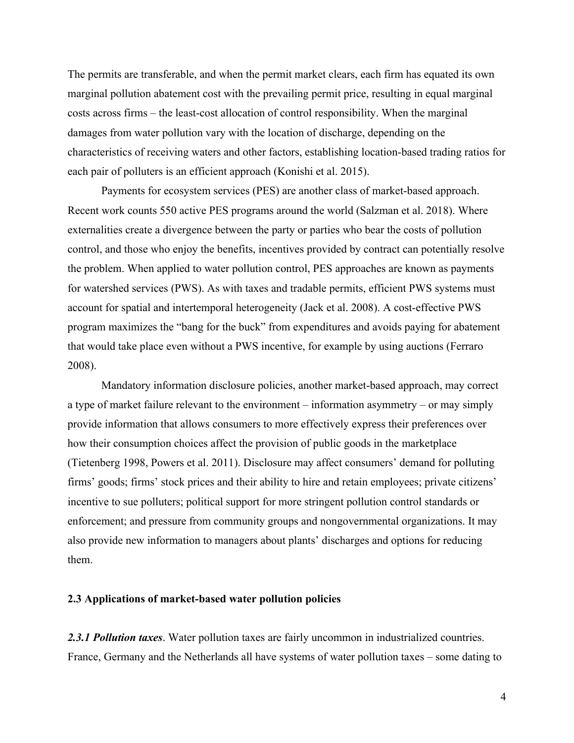The permits are transferable, and when the permit market clears, each firm has equated its own marginal pollution abatement cost with the prevailing permit price, resulting in equal marginal costs across firms – the least-cost allocation of control responsibility. When the marginal damages from water pollution vary with the location of discharge, depending on the characteristics of receiving waters and other factors, establishing location-based trading ratios for each pair of polluters is an efficient approach (Konishi et al. 2015).

Payments for ecosystem services (PES) are another class of market-based approach. Recent work counts 550 active PES programs around the world (Salzman et al. 2018). Where externalities create a divergence between the party or parties who bear the costs of pollution control, and those who enjoy the benefits, incentives provided by contract can potentially resolve the problem. When applied to water pollution control, PES approaches are known as payments for watershed services (PWS). As with taxes and tradable permits, efficient PWS systems must account for spatial and intertemporal heterogeneity (Jack et al. 2008). A cost-effective PWS program maximizes the "bang for the buck" from expenditures and avoids paying for abatement that would take place even without a PWS incentive, for example by using auctions (Ferraro 2008).

Mandatory information disclosure policies, another market-based approach, may correct a type of market failure relevant to the environment – information asymmetry – or may simply provide information that allows consumers to more effectively express their preferences over how their consumption choices affect the provision of public goods in the marketplace (Tietenberg 1998, Powers et al. 2011). Disclosure may affect consumers' demand for polluting firms' goods; firms' stock prices and their ability to hire and retain employees; private citizens' incentive to sue polluters; political support for more stringent pollution control standards or enforcement; and pressure from community groups and nongovernmental organizations. It may also provide new information to managers about plants' discharges and options for reducing them.

### 2.3 Applications of market-based water pollution policies

***2.3.1 Pollution taxes***. Water pollution taxes are fairly uncommon in industrialized countries. France, Germany and the Netherlands all have systems of water pollution taxes – some dating to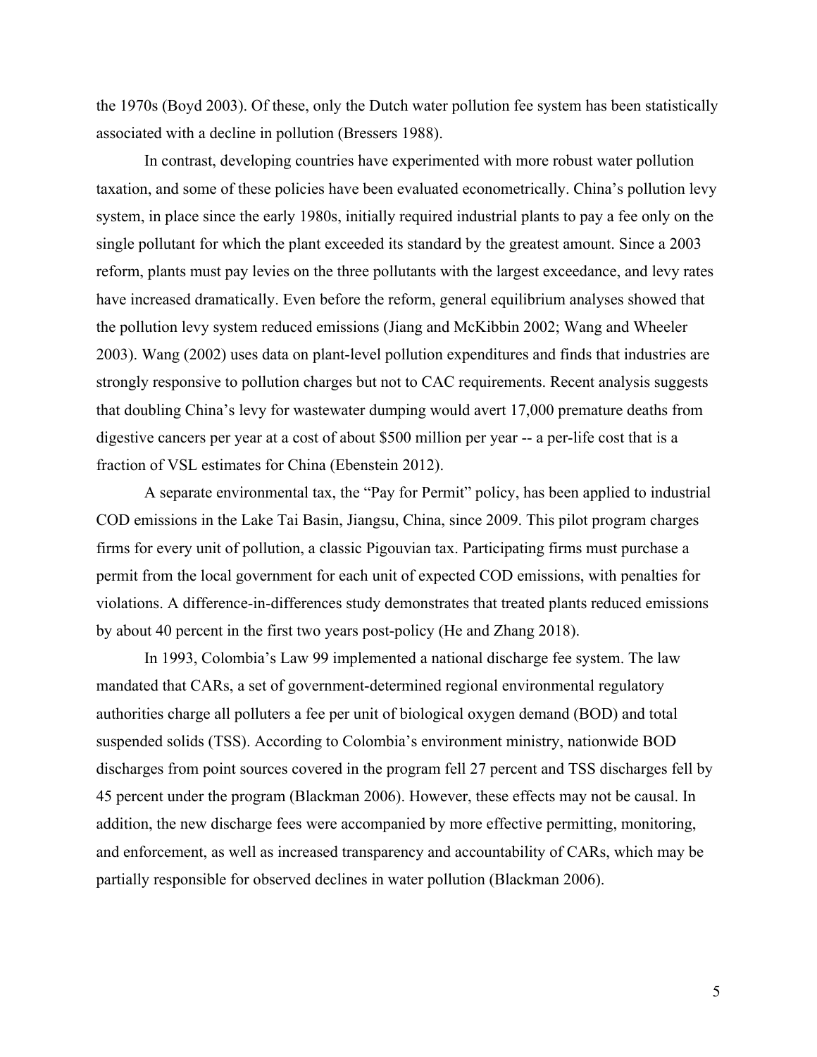the 1970s (Boyd 2003). Of these, only the Dutch water pollution fee system has been statistically associated with a decline in pollution (Bressers 1988).

In contrast, developing countries have experimented with more robust water pollution taxation, and some of these policies have been evaluated econometrically. China's pollution levy system, in place since the early 1980s, initially required industrial plants to pay a fee only on the single pollutant for which the plant exceeded its standard by the greatest amount. Since a 2003 reform, plants must pay levies on the three pollutants with the largest exceedance, and levy rates have increased dramatically. Even before the reform, general equilibrium analyses showed that the pollution levy system reduced emissions (Jiang and McKibbin 2002; Wang and Wheeler 2003). Wang (2002) uses data on plant-level pollution expenditures and finds that industries are strongly responsive to pollution charges but not to CAC requirements. Recent analysis suggests that doubling China's levy for wastewater dumping would avert 17,000 premature deaths from digestive cancers per year at a cost of about $500 million per year -- a per-life cost that is a fraction of VSL estimates for China (Ebenstein 2012).

A separate environmental tax, the "Pay for Permit" policy, has been applied to industrial COD emissions in the Lake Tai Basin, Jiangsu, China, since 2009. This pilot program charges firms for every unit of pollution, a classic Pigouvian tax. Participating firms must purchase a permit from the local government for each unit of expected COD emissions, with penalties for violations. A difference-in-differences study demonstrates that treated plants reduced emissions by about 40 percent in the first two years post-policy (He and Zhang 2018).

In 1993, Colombia's Law 99 implemented a national discharge fee system. The law mandated that CARs, a set of government-determined regional environmental regulatory authorities charge all polluters a fee per unit of biological oxygen demand (BOD) and total suspended solids (TSS). According to Colombia's environment ministry, nationwide BOD discharges from point sources covered in the program fell 27 percent and TSS discharges fell by 45 percent under the program (Blackman 2006). However, these effects may not be causal. In addition, the new discharge fees were accompanied by more effective permitting, monitoring, and enforcement, as well as increased transparency and accountability of CARs, which may be partially responsible for observed declines in water pollution (Blackman 2006).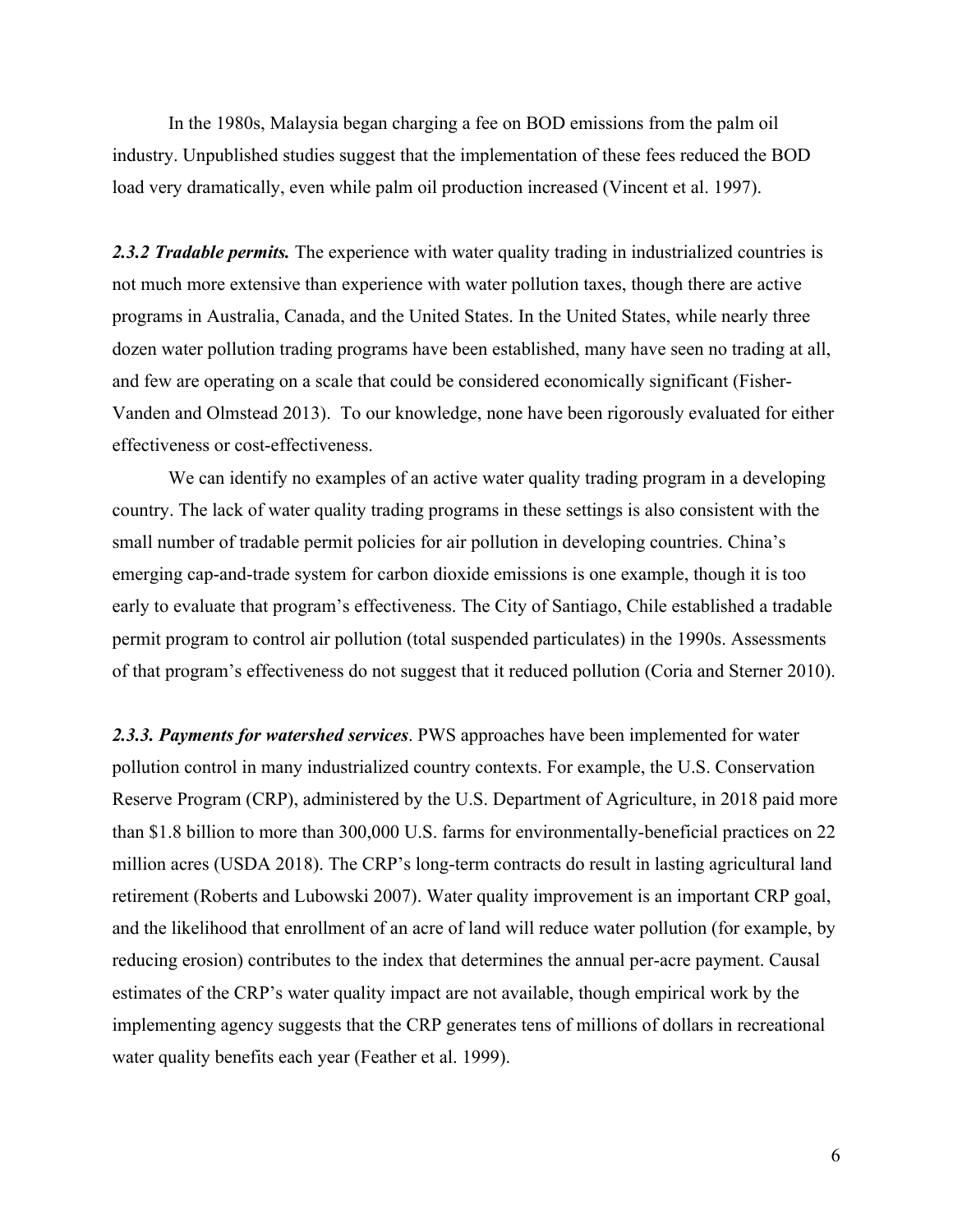In the 1980s, Malaysia began charging a fee on BOD emissions from the palm oil industry. Unpublished studies suggest that the implementation of these fees reduced the BOD load very dramatically, even while palm oil production increased (Vincent et al. 1997).

***2.3.2 Tradable permits.*** The experience with water quality trading in industrialized countries is not much more extensive than experience with water pollution taxes, though there are active programs in Australia, Canada, and the United States. In the United States, while nearly three dozen water pollution trading programs have been established, many have seen no trading at all, and few are operating on a scale that could be considered economically significant (Fisher-Vanden and Olmstead 2013). To our knowledge, none have been rigorously evaluated for either effectiveness or cost-effectiveness.

We can identify no examples of an active water quality trading program in a developing country. The lack of water quality trading programs in these settings is also consistent with the small number of tradable permit policies for air pollution in developing countries. China's emerging cap-and-trade system for carbon dioxide emissions is one example, though it is too early to evaluate that program's effectiveness. The City of Santiago, Chile established a tradable permit program to control air pollution (total suspended particulates) in the 1990s. Assessments of that program's effectiveness do not suggest that it reduced pollution (Coria and Sterner 2010).

***2.3.3. Payments for watershed services***. PWS approaches have been implemented for water pollution control in many industrialized country contexts. For example, the U.S. Conservation Reserve Program (CRP), administered by the U.S. Department of Agriculture, in 2018 paid more than $1.8 billion to more than 300,000 U.S. farms for environmentally-beneficial practices on 22 million acres (USDA 2018). The CRP's long-term contracts do result in lasting agricultural land retirement (Roberts and Lubowski 2007). Water quality improvement is an important CRP goal, and the likelihood that enrollment of an acre of land will reduce water pollution (for example, by reducing erosion) contributes to the index that determines the annual per-acre payment. Causal estimates of the CRP's water quality impact are not available, though empirical work by the implementing agency suggests that the CRP generates tens of millions of dollars in recreational water quality benefits each year (Feather et al. 1999).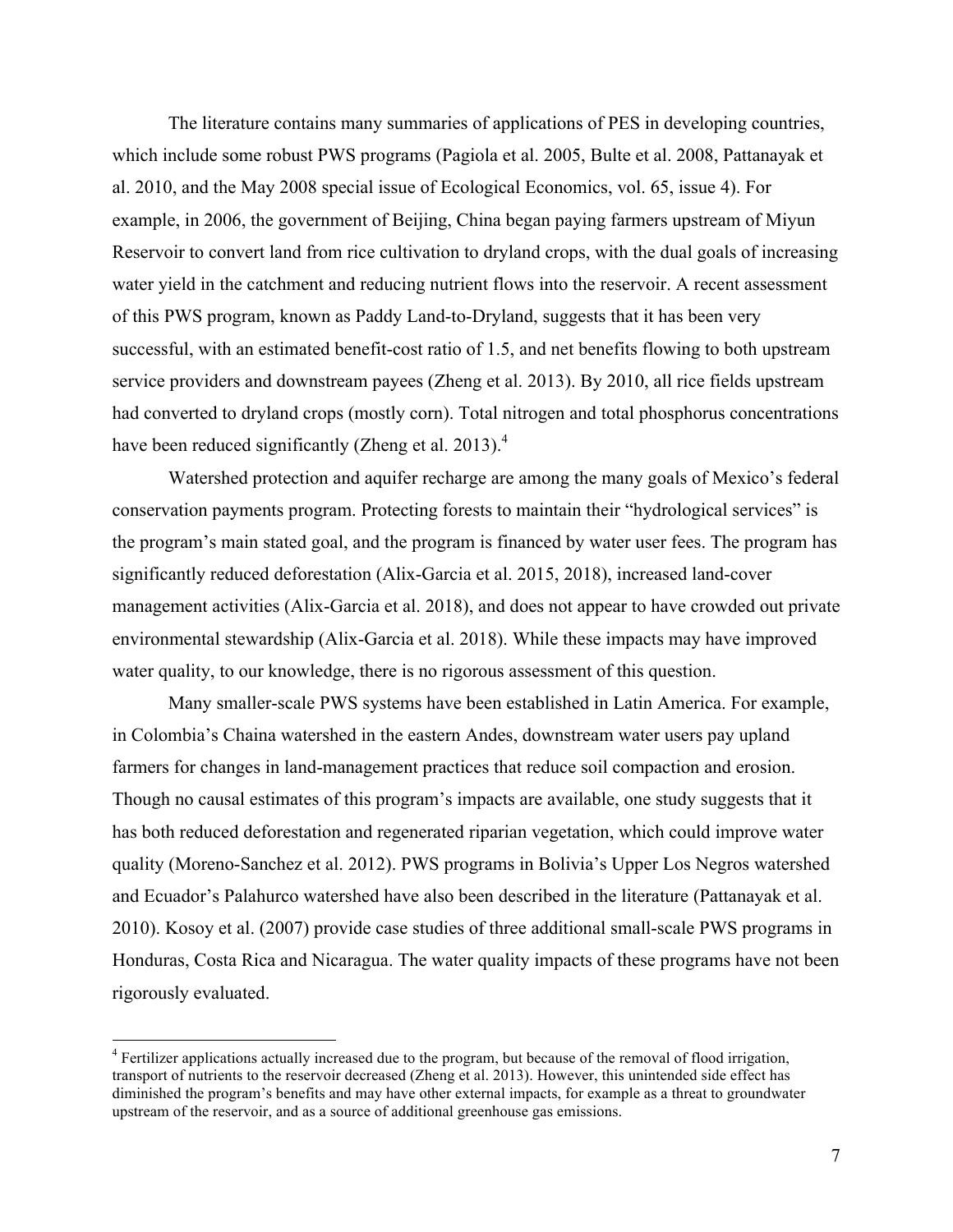The literature contains many summaries of applications of PES in developing countries, which include some robust PWS programs (Pagiola et al. 2005, Bulte et al. 2008, Pattanayak et al. 2010, and the May 2008 special issue of Ecological Economics, vol. 65, issue 4). For example, in 2006, the government of Beijing, China began paying farmers upstream of Miyun Reservoir to convert land from rice cultivation to dryland crops, with the dual goals of increasing water yield in the catchment and reducing nutrient flows into the reservoir. A recent assessment of this PWS program, known as Paddy Land-to-Dryland, suggests that it has been very successful, with an estimated benefit-cost ratio of 1.5, and net benefits flowing to both upstream service providers and downstream payees (Zheng et al. 2013). By 2010, all rice fields upstream had converted to dryland crops (mostly corn). Total nitrogen and total phosphorus concentrations have been reduced significantly (Zheng et al. 2013).[4]

Watershed protection and aquifer recharge are among the many goals of Mexico's federal conservation payments program. Protecting forests to maintain their "hydrological services" is the program's main stated goal, and the program is financed by water user fees. The program has significantly reduced deforestation (Alix-Garcia et al. 2015, 2018), increased land-cover management activities (Alix-Garcia et al. 2018), and does not appear to have crowded out private environmental stewardship (Alix-Garcia et al. 2018). While these impacts may have improved water quality, to our knowledge, there is no rigorous assessment of this question.

Many smaller-scale PWS systems have been established in Latin America. For example, in Colombia's Chaina watershed in the eastern Andes, downstream water users pay upland farmers for changes in land-management practices that reduce soil compaction and erosion. Though no causal estimates of this program's impacts are available, one study suggests that it has both reduced deforestation and regenerated riparian vegetation, which could improve water quality (Moreno-Sanchez et al. 2012). PWS programs in Bolivia's Upper Los Negros watershed and Ecuador's Palahurco watershed have also been described in the literature (Pattanayak et al. 2010). Kosoy et al. (2007) provide case studies of three additional small-scale PWS programs in Honduras, Costa Rica and Nicaragua. The water quality impacts of these programs have not been rigorously evaluated.

[4] Fertilizer applications actually increased due to the program, but because of the removal of flood irrigation, transport of nutrients to the reservoir decreased (Zheng et al. 2013). However, this unintended side effect has diminished the program's benefits and may have other external impacts, for example as a threat to groundwater upstream of the reservoir, and as a source of additional greenhouse gas emissions.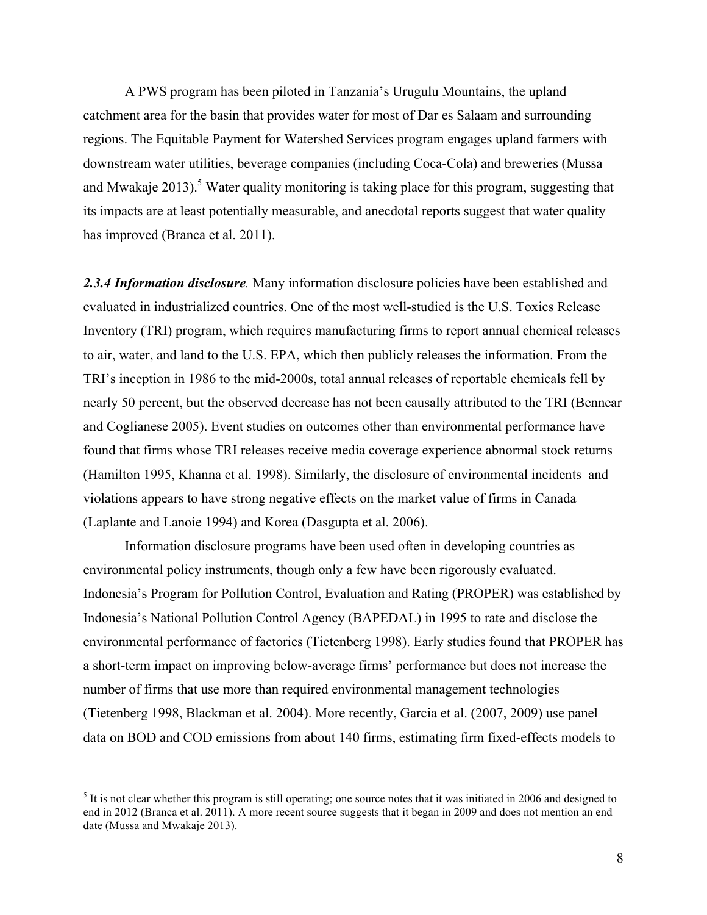A PWS program has been piloted in Tanzania's Urugulu Mountains, the upland catchment area for the basin that provides water for most of Dar es Salaam and surrounding regions. The Equitable Payment for Watershed Services program engages upland farmers with downstream water utilities, beverage companies (including Coca-Cola) and breweries (Mussa and Mwakaje 2013).[5] Water quality monitoring is taking place for this program, suggesting that its impacts are at least potentially measurable, and anecdotal reports suggest that water quality has improved (Branca et al. 2011).

***2.3.4 Information disclosure**.* Many information disclosure policies have been established and evaluated in industrialized countries. One of the most well-studied is the U.S. Toxics Release Inventory (TRI) program, which requires manufacturing firms to report annual chemical releases to air, water, and land to the U.S. EPA, which then publicly releases the information. From the TRI's inception in 1986 to the mid-2000s, total annual releases of reportable chemicals fell by nearly 50 percent, but the observed decrease has not been causally attributed to the TRI (Bennear and Coglianese 2005). Event studies on outcomes other than environmental performance have found that firms whose TRI releases receive media coverage experience abnormal stock returns (Hamilton 1995, Khanna et al. 1998). Similarly, the disclosure of environmental incidents and violations appears to have strong negative effects on the market value of firms in Canada (Laplante and Lanoie 1994) and Korea (Dasgupta et al. 2006).

Information disclosure programs have been used often in developing countries as environmental policy instruments, though only a few have been rigorously evaluated. Indonesia's Program for Pollution Control, Evaluation and Rating (PROPER) was established by Indonesia's National Pollution Control Agency (BAPEDAL) in 1995 to rate and disclose the environmental performance of factories (Tietenberg 1998). Early studies found that PROPER has a short-term impact on improving below-average firms' performance but does not increase the number of firms that use more than required environmental management technologies (Tietenberg 1998, Blackman et al. 2004). More recently, Garcia et al. (2007, 2009) use panel data on BOD and COD emissions from about 140 firms, estimating firm fixed-effects models to

[5] It is not clear whether this program is still operating; one source notes that it was initiated in 2006 and designed to end in 2012 (Branca et al. 2011). A more recent source suggests that it began in 2009 and does not mention an end date (Mussa and Mwakaje 2013).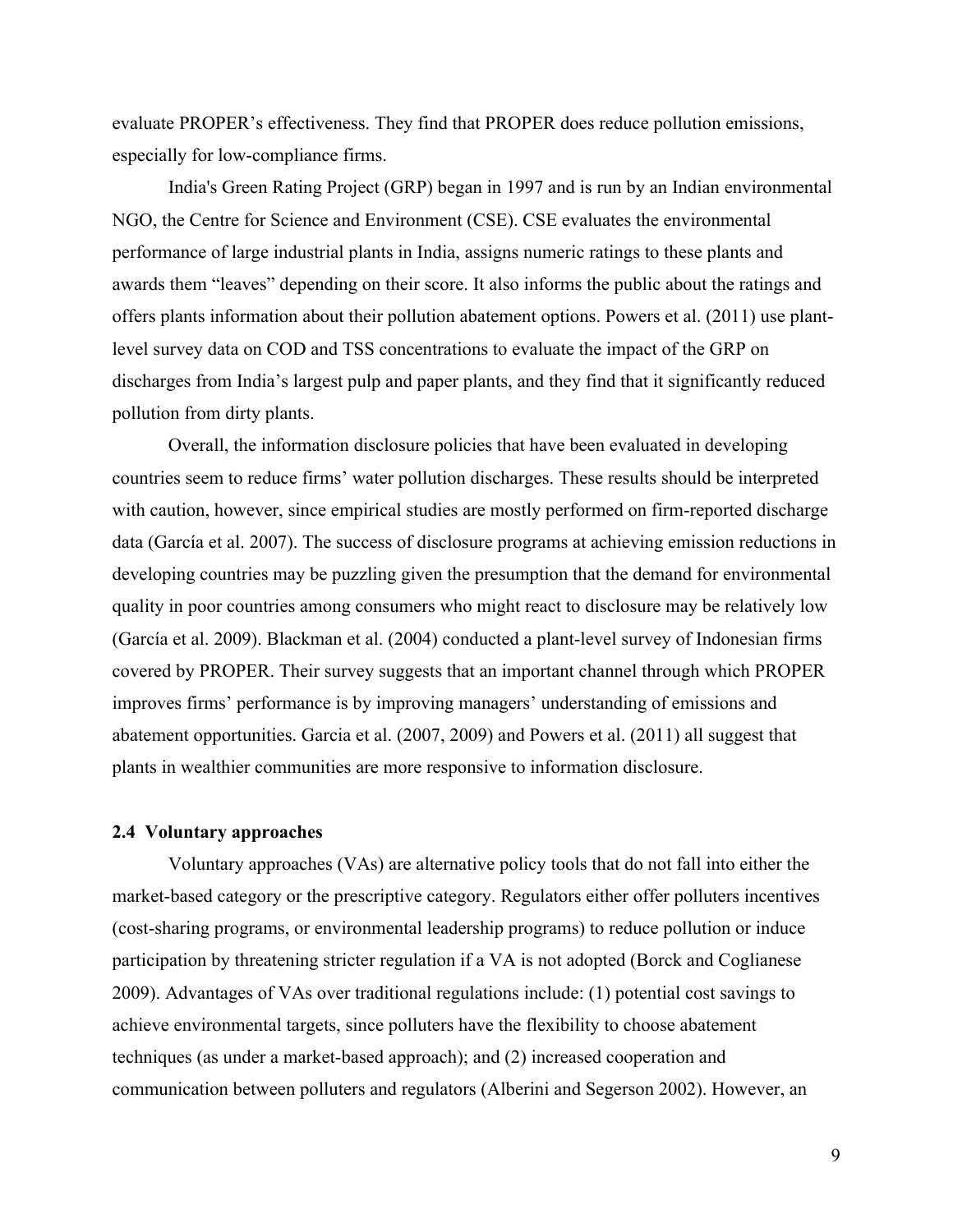evaluate PROPER's effectiveness. They find that PROPER does reduce pollution emissions, especially for low-compliance firms.

India's Green Rating Project (GRP) began in 1997 and is run by an Indian environmental NGO, the Centre for Science and Environment (CSE). CSE evaluates the environmental performance of large industrial plants in India, assigns numeric ratings to these plants and awards them "leaves" depending on their score. It also informs the public about the ratings and offers plants information about their pollution abatement options. Powers et al. (2011) use plant-level survey data on COD and TSS concentrations to evaluate the impact of the GRP on discharges from India's largest pulp and paper plants, and they find that it significantly reduced pollution from dirty plants.

Overall, the information disclosure policies that have been evaluated in developing countries seem to reduce firms' water pollution discharges. These results should be interpreted with caution, however, since empirical studies are mostly performed on firm-reported discharge data (García et al. 2007). The success of disclosure programs at achieving emission reductions in developing countries may be puzzling given the presumption that the demand for environmental quality in poor countries among consumers who might react to disclosure may be relatively low (García et al. 2009). Blackman et al. (2004) conducted a plant-level survey of Indonesian firms covered by PROPER. Their survey suggests that an important channel through which PROPER improves firms' performance is by improving managers' understanding of emissions and abatement opportunities. Garcia et al. (2007, 2009) and Powers et al. (2011) all suggest that plants in wealthier communities are more responsive to information disclosure.

### 2.4 Voluntary approaches

Voluntary approaches (VAs) are alternative policy tools that do not fall into either the market-based category or the prescriptive category. Regulators either offer polluters incentives (cost-sharing programs, or environmental leadership programs) to reduce pollution or induce participation by threatening stricter regulation if a VA is not adopted (Borck and Coglianese 2009). Advantages of VAs over traditional regulations include: (1) potential cost savings to achieve environmental targets, since polluters have the flexibility to choose abatement techniques (as under a market-based approach); and (2) increased cooperation and communication between polluters and regulators (Alberini and Segerson 2002). However, an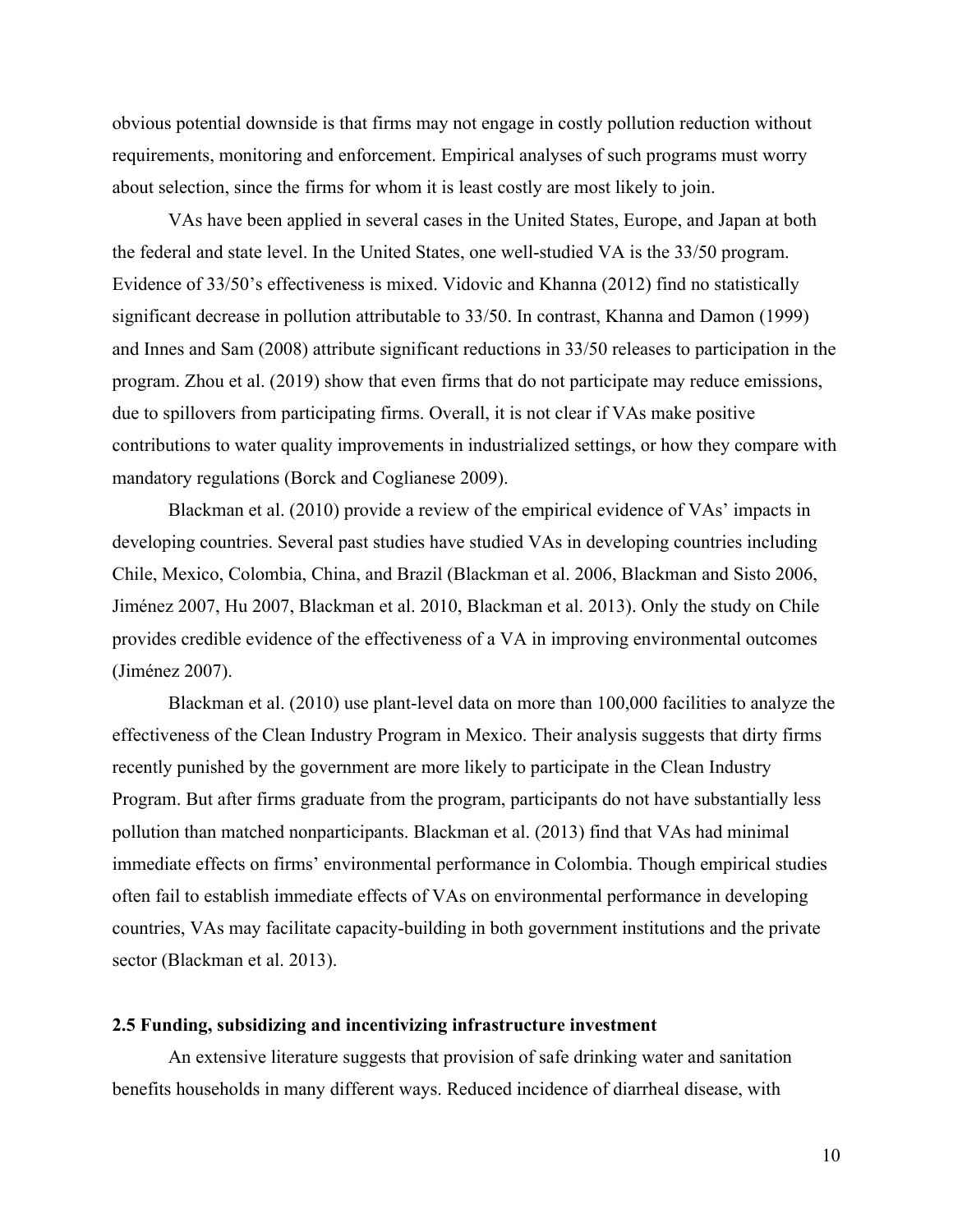obvious potential downside is that firms may not engage in costly pollution reduction without requirements, monitoring and enforcement. Empirical analyses of such programs must worry about selection, since the firms for whom it is least costly are most likely to join.

VAs have been applied in several cases in the United States, Europe, and Japan at both the federal and state level. In the United States, one well-studied VA is the 33/50 program. Evidence of 33/50's effectiveness is mixed. Vidovic and Khanna (2012) find no statistically significant decrease in pollution attributable to 33/50. In contrast, Khanna and Damon (1999) and Innes and Sam (2008) attribute significant reductions in 33/50 releases to participation in the program. Zhou et al. (2019) show that even firms that do not participate may reduce emissions, due to spillovers from participating firms. Overall, it is not clear if VAs make positive contributions to water quality improvements in industrialized settings, or how they compare with mandatory regulations (Borck and Coglianese 2009).

Blackman et al. (2010) provide a review of the empirical evidence of VAs' impacts in developing countries. Several past studies have studied VAs in developing countries including Chile, Mexico, Colombia, China, and Brazil (Blackman et al. 2006, Blackman and Sisto 2006, Jiménez 2007, Hu 2007, Blackman et al. 2010, Blackman et al. 2013). Only the study on Chile provides credible evidence of the effectiveness of a VA in improving environmental outcomes (Jiménez 2007).

Blackman et al. (2010) use plant-level data on more than 100,000 facilities to analyze the effectiveness of the Clean Industry Program in Mexico. Their analysis suggests that dirty firms recently punished by the government are more likely to participate in the Clean Industry Program. But after firms graduate from the program, participants do not have substantially less pollution than matched nonparticipants. Blackman et al. (2013) find that VAs had minimal immediate effects on firms' environmental performance in Colombia. Though empirical studies often fail to establish immediate effects of VAs on environmental performance in developing countries, VAs may facilitate capacity-building in both government institutions and the private sector (Blackman et al. 2013).

### 2.5 Funding, subsidizing and incentivizing infrastructure investment

An extensive literature suggests that provision of safe drinking water and sanitation benefits households in many different ways. Reduced incidence of diarrheal disease, with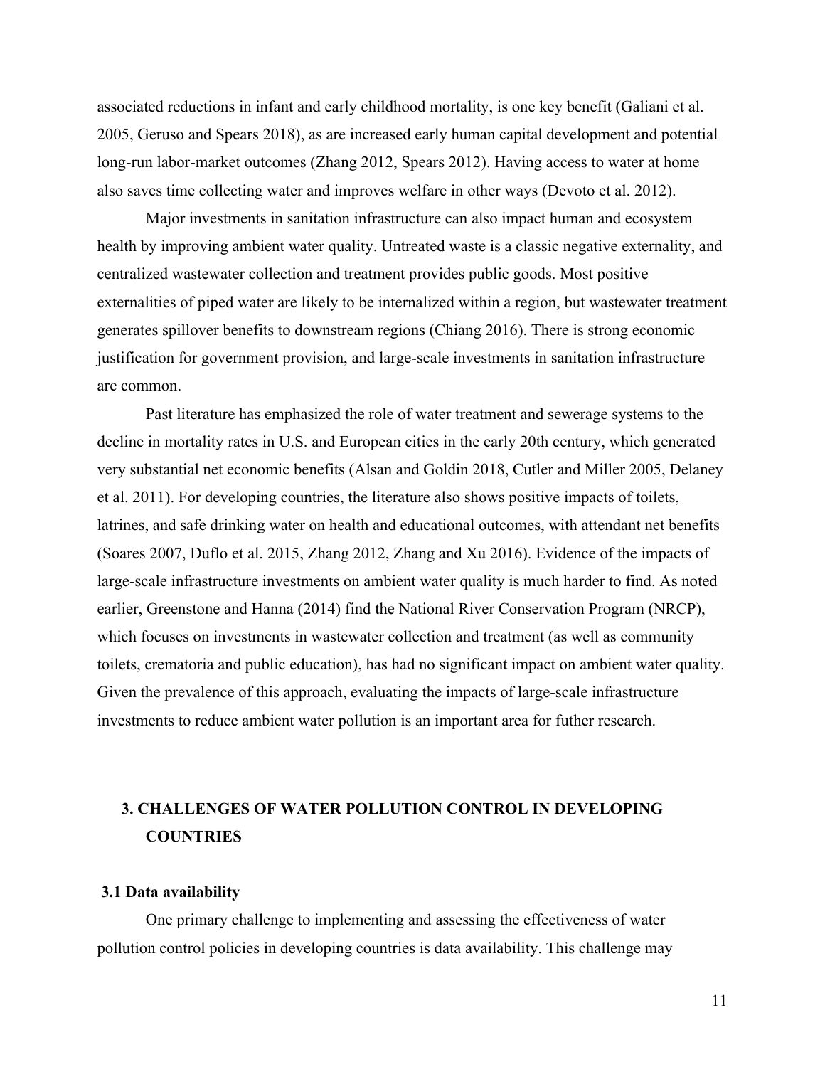associated reductions in infant and early childhood mortality, is one key benefit (Galiani et al. 2005, Geruso and Spears 2018), as are increased early human capital development and potential long-run labor-market outcomes (Zhang 2012, Spears 2012). Having access to water at home also saves time collecting water and improves welfare in other ways (Devoto et al. 2012).

Major investments in sanitation infrastructure can also impact human and ecosystem health by improving ambient water quality. Untreated waste is a classic negative externality, and centralized wastewater collection and treatment provides public goods. Most positive externalities of piped water are likely to be internalized within a region, but wastewater treatment generates spillover benefits to downstream regions (Chiang 2016). There is strong economic justification for government provision, and large-scale investments in sanitation infrastructure are common.

Past literature has emphasized the role of water treatment and sewerage systems to the decline in mortality rates in U.S. and European cities in the early 20th century, which generated very substantial net economic benefits (Alsan and Goldin 2018, Cutler and Miller 2005, Delaney et al. 2011). For developing countries, the literature also shows positive impacts of toilets, latrines, and safe drinking water on health and educational outcomes, with attendant net benefits (Soares 2007, Duflo et al. 2015, Zhang 2012, Zhang and Xu 2016). Evidence of the impacts of large-scale infrastructure investments on ambient water quality is much harder to find. As noted earlier, Greenstone and Hanna (2014) find the National River Conservation Program (NRCP), which focuses on investments in wastewater collection and treatment (as well as community toilets, crematoria and public education), has had no significant impact on ambient water quality. Given the prevalence of this approach, evaluating the impacts of large-scale infrastructure investments to reduce ambient water pollution is an important area for futher research.

## 3. CHALLENGES OF WATER POLLUTION CONTROL IN DEVELOPING COUNTRIES

### 3.1 Data availability

One primary challenge to implementing and assessing the effectiveness of water pollution control policies in developing countries is data availability. This challenge may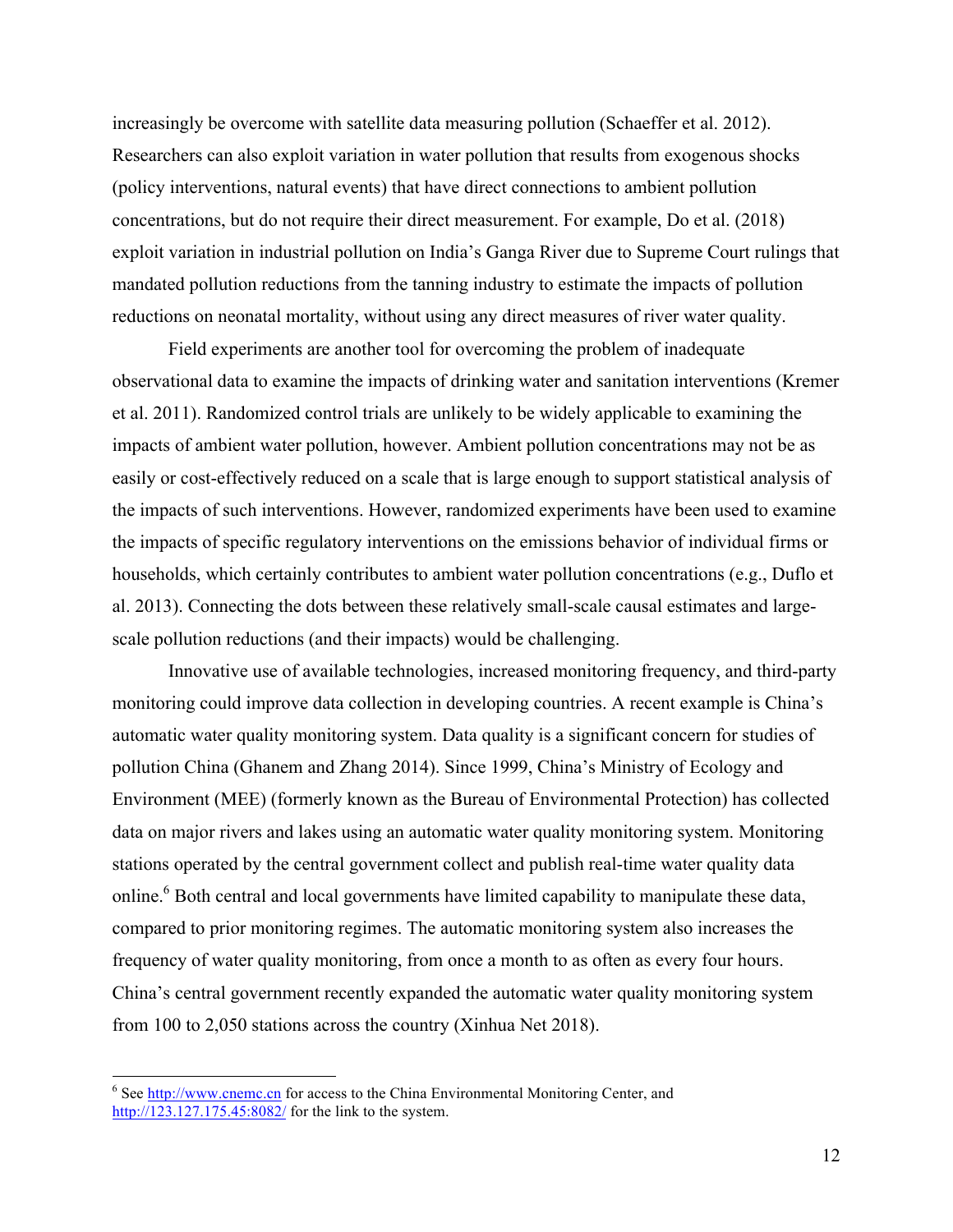increasingly be overcome with satellite data measuring pollution (Schaeffer et al. 2012). Researchers can also exploit variation in water pollution that results from exogenous shocks (policy interventions, natural events) that have direct connections to ambient pollution concentrations, but do not require their direct measurement. For example, Do et al. (2018) exploit variation in industrial pollution on India's Ganga River due to Supreme Court rulings that mandated pollution reductions from the tanning industry to estimate the impacts of pollution reductions on neonatal mortality, without using any direct measures of river water quality.

Field experiments are another tool for overcoming the problem of inadequate observational data to examine the impacts of drinking water and sanitation interventions (Kremer et al. 2011). Randomized control trials are unlikely to be widely applicable to examining the impacts of ambient water pollution, however. Ambient pollution concentrations may not be as easily or cost-effectively reduced on a scale that is large enough to support statistical analysis of the impacts of such interventions. However, randomized experiments have been used to examine the impacts of specific regulatory interventions on the emissions behavior of individual firms or households, which certainly contributes to ambient water pollution concentrations (e.g., Duflo et al. 2013). Connecting the dots between these relatively small-scale causal estimates and large-scale pollution reductions (and their impacts) would be challenging.

Innovative use of available technologies, increased monitoring frequency, and third-party monitoring could improve data collection in developing countries. A recent example is China's automatic water quality monitoring system. Data quality is a significant concern for studies of pollution China (Ghanem and Zhang 2014). Since 1999, China's Ministry of Ecology and Environment (MEE) (formerly known as the Bureau of Environmental Protection) has collected data on major rivers and lakes using an automatic water quality monitoring system. Monitoring stations operated by the central government collect and publish real-time water quality data online.[6] Both central and local governments have limited capability to manipulate these data, compared to prior monitoring regimes. The automatic monitoring system also increases the frequency of water quality monitoring, from once a month to as often as every four hours. China's central government recently expanded the automatic water quality monitoring system from 100 to 2,050 stations across the country (Xinhua Net 2018).

---

[6] See http://www.cnemc.cn for access to the China Environmental Monitoring Center, and http://123.127.175.45:8082/ for the link to the system.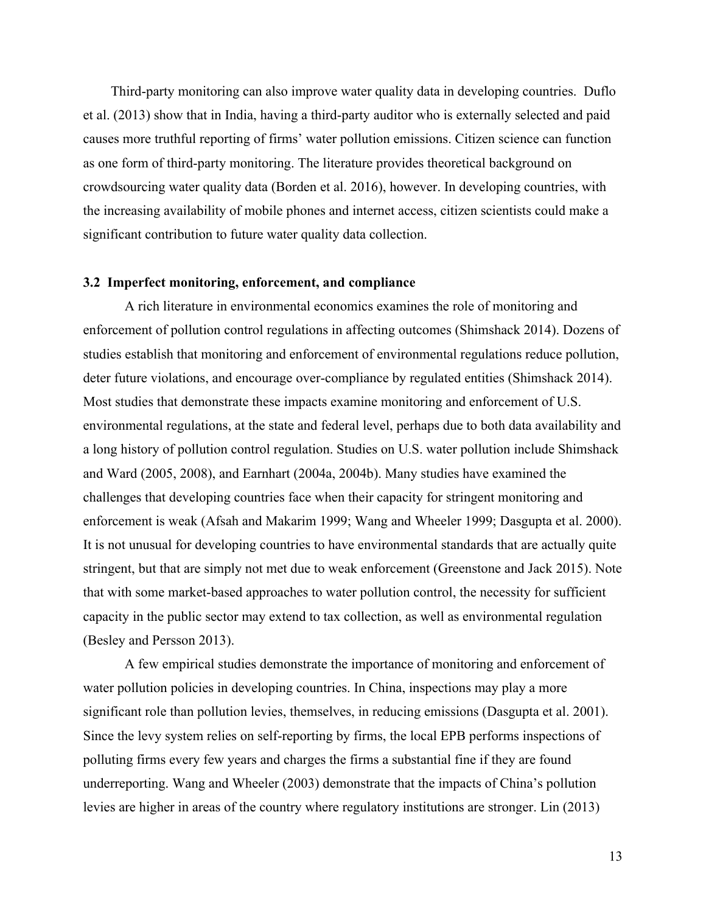Third-party monitoring can also improve water quality data in developing countries. Duflo et al. (2013) show that in India, having a third-party auditor who is externally selected and paid causes more truthful reporting of firms' water pollution emissions. Citizen science can function as one form of third-party monitoring. The literature provides theoretical background on crowdsourcing water quality data (Borden et al. 2016), however. In developing countries, with the increasing availability of mobile phones and internet access, citizen scientists could make a significant contribution to future water quality data collection.

### 3.2 Imperfect monitoring, enforcement, and compliance

A rich literature in environmental economics examines the role of monitoring and enforcement of pollution control regulations in affecting outcomes (Shimshack 2014). Dozens of studies establish that monitoring and enforcement of environmental regulations reduce pollution, deter future violations, and encourage over-compliance by regulated entities (Shimshack 2014). Most studies that demonstrate these impacts examine monitoring and enforcement of U.S. environmental regulations, at the state and federal level, perhaps due to both data availability and a long history of pollution control regulation. Studies on U.S. water pollution include Shimshack and Ward (2005, 2008), and Earnhart (2004a, 2004b). Many studies have examined the challenges that developing countries face when their capacity for stringent monitoring and enforcement is weak (Afsah and Makarim 1999; Wang and Wheeler 1999; Dasgupta et al. 2000). It is not unusual for developing countries to have environmental standards that are actually quite stringent, but that are simply not met due to weak enforcement (Greenstone and Jack 2015). Note that with some market-based approaches to water pollution control, the necessity for sufficient capacity in the public sector may extend to tax collection, as well as environmental regulation (Besley and Persson 2013).

A few empirical studies demonstrate the importance of monitoring and enforcement of water pollution policies in developing countries. In China, inspections may play a more significant role than pollution levies, themselves, in reducing emissions (Dasgupta et al. 2001). Since the levy system relies on self-reporting by firms, the local EPB performs inspections of polluting firms every few years and charges the firms a substantial fine if they are found underreporting. Wang and Wheeler (2003) demonstrate that the impacts of China's pollution levies are higher in areas of the country where regulatory institutions are stronger. Lin (2013)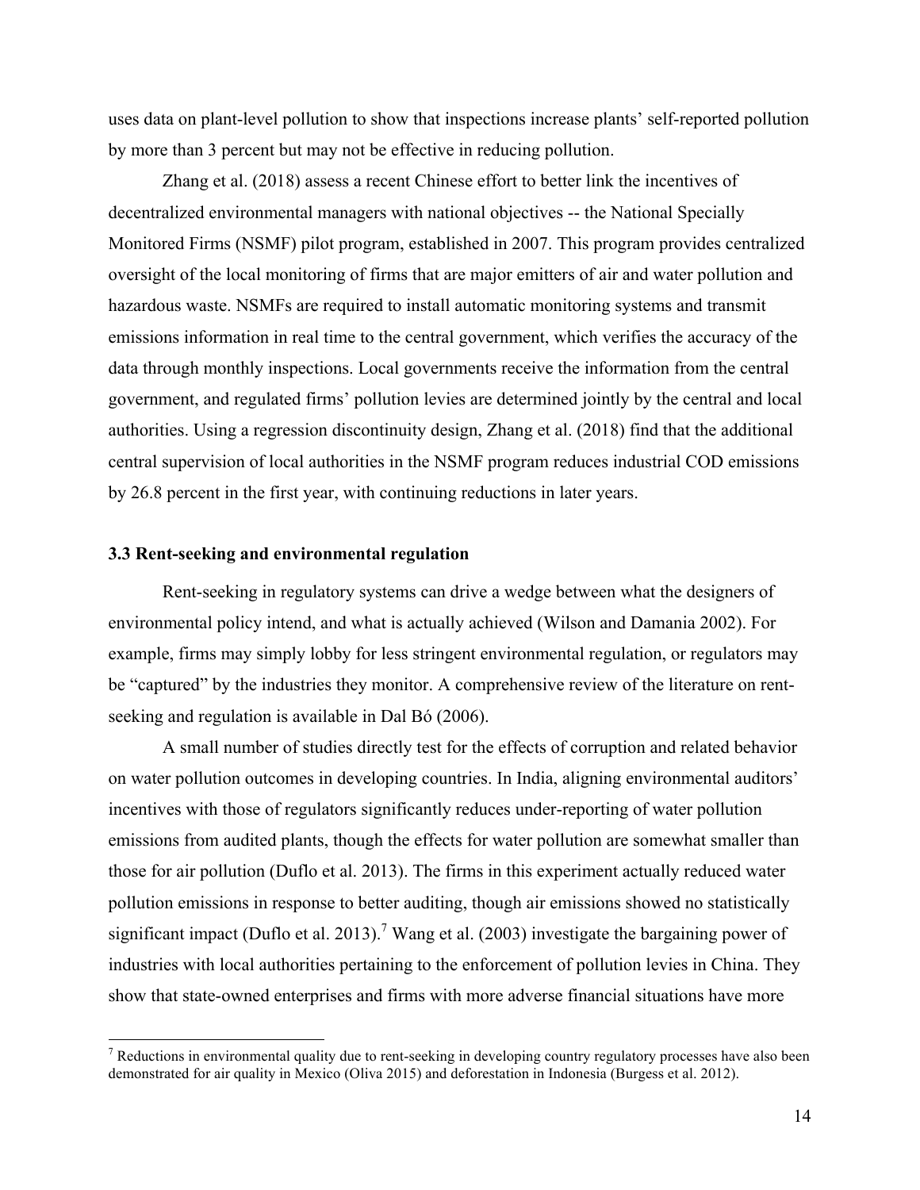uses data on plant-level pollution to show that inspections increase plants' self-reported pollution by more than 3 percent but may not be effective in reducing pollution.

Zhang et al. (2018) assess a recent Chinese effort to better link the incentives of decentralized environmental managers with national objectives -- the National Specially Monitored Firms (NSMF) pilot program, established in 2007. This program provides centralized oversight of the local monitoring of firms that are major emitters of air and water pollution and hazardous waste. NSMFs are required to install automatic monitoring systems and transmit emissions information in real time to the central government, which verifies the accuracy of the data through monthly inspections. Local governments receive the information from the central government, and regulated firms' pollution levies are determined jointly by the central and local authorities. Using a regression discontinuity design, Zhang et al. (2018) find that the additional central supervision of local authorities in the NSMF program reduces industrial COD emissions by 26.8 percent in the first year, with continuing reductions in later years.

### 3.3 Rent-seeking and environmental regulation

Rent-seeking in regulatory systems can drive a wedge between what the designers of environmental policy intend, and what is actually achieved (Wilson and Damania 2002). For example, firms may simply lobby for less stringent environmental regulation, or regulators may be "captured" by the industries they monitor. A comprehensive review of the literature on rent-seeking and regulation is available in Dal Bó (2006).

A small number of studies directly test for the effects of corruption and related behavior on water pollution outcomes in developing countries. In India, aligning environmental auditors' incentives with those of regulators significantly reduces under-reporting of water pollution emissions from audited plants, though the effects for water pollution are somewhat smaller than those for air pollution (Duflo et al. 2013). The firms in this experiment actually reduced water pollution emissions in response to better auditing, though air emissions showed no statistically significant impact (Duflo et al. 2013).[7] Wang et al. (2003) investigate the bargaining power of industries with local authorities pertaining to the enforcement of pollution levies in China. They show that state-owned enterprises and firms with more adverse financial situations have more

[7] Reductions in environmental quality due to rent-seeking in developing country regulatory processes have also been demonstrated for air quality in Mexico (Oliva 2015) and deforestation in Indonesia (Burgess et al. 2012).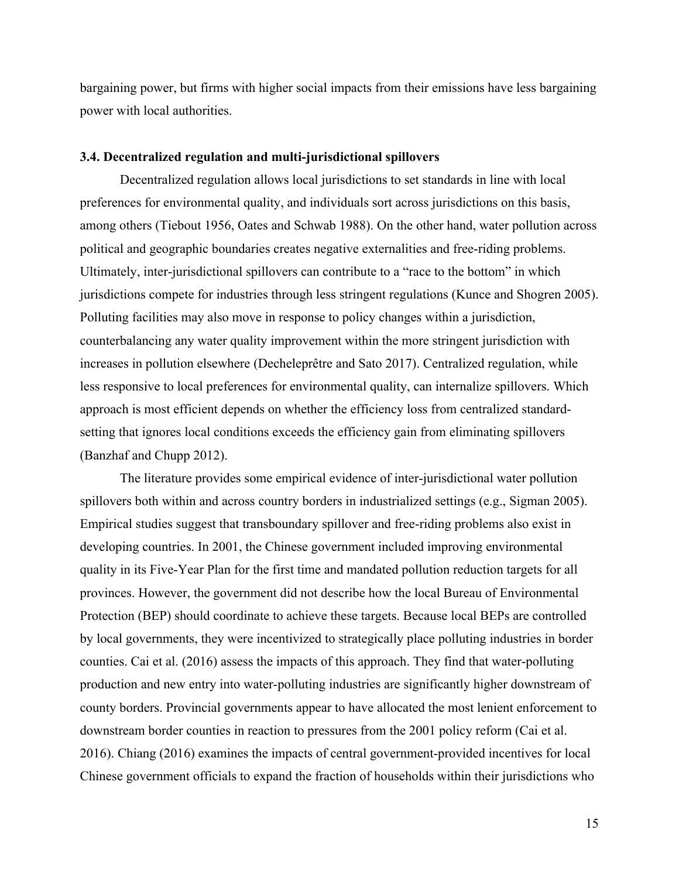bargaining power, but firms with higher social impacts from their emissions have less bargaining power with local authorities.

### 3.4. Decentralized regulation and multi-jurisdictional spillovers

Decentralized regulation allows local jurisdictions to set standards in line with local preferences for environmental quality, and individuals sort across jurisdictions on this basis, among others (Tiebout 1956, Oates and Schwab 1988). On the other hand, water pollution across political and geographic boundaries creates negative externalities and free-riding problems. Ultimately, inter-jurisdictional spillovers can contribute to a "race to the bottom" in which jurisdictions compete for industries through less stringent regulations (Kunce and Shogren 2005). Polluting facilities may also move in response to policy changes within a jurisdiction, counterbalancing any water quality improvement within the more stringent jurisdiction with increases in pollution elsewhere (Decheleprêtre and Sato 2017). Centralized regulation, while less responsive to local preferences for environmental quality, can internalize spillovers. Which approach is most efficient depends on whether the efficiency loss from centralized standard-setting that ignores local conditions exceeds the efficiency gain from eliminating spillovers (Banzhaf and Chupp 2012).

The literature provides some empirical evidence of inter-jurisdictional water pollution spillovers both within and across country borders in industrialized settings (e.g., Sigman 2005). Empirical studies suggest that transboundary spillover and free-riding problems also exist in developing countries. In 2001, the Chinese government included improving environmental quality in its Five-Year Plan for the first time and mandated pollution reduction targets for all provinces. However, the government did not describe how the local Bureau of Environmental Protection (BEP) should coordinate to achieve these targets. Because local BEPs are controlled by local governments, they were incentivized to strategically place polluting industries in border counties. Cai et al. (2016) assess the impacts of this approach. They find that water-polluting production and new entry into water-polluting industries are significantly higher downstream of county borders. Provincial governments appear to have allocated the most lenient enforcement to downstream border counties in reaction to pressures from the 2001 policy reform (Cai et al. 2016). Chiang (2016) examines the impacts of central government-provided incentives for local Chinese government officials to expand the fraction of households within their jurisdictions who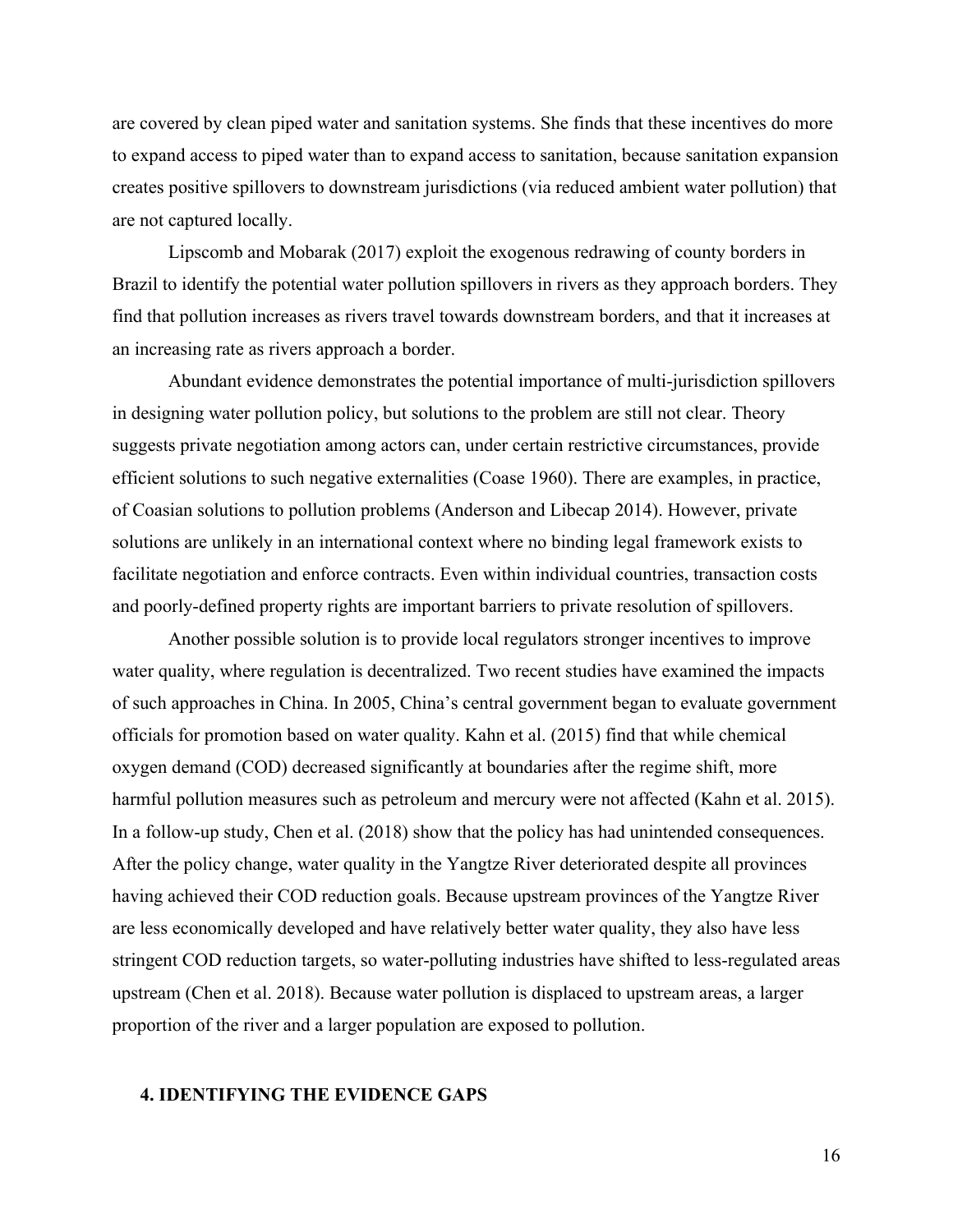are covered by clean piped water and sanitation systems. She finds that these incentives do more to expand access to piped water than to expand access to sanitation, because sanitation expansion creates positive spillovers to downstream jurisdictions (via reduced ambient water pollution) that are not captured locally.

Lipscomb and Mobarak (2017) exploit the exogenous redrawing of county borders in Brazil to identify the potential water pollution spillovers in rivers as they approach borders. They find that pollution increases as rivers travel towards downstream borders, and that it increases at an increasing rate as rivers approach a border.

Abundant evidence demonstrates the potential importance of multi-jurisdiction spillovers in designing water pollution policy, but solutions to the problem are still not clear. Theory suggests private negotiation among actors can, under certain restrictive circumstances, provide efficient solutions to such negative externalities (Coase 1960). There are examples, in practice, of Coasian solutions to pollution problems (Anderson and Libecap 2014). However, private solutions are unlikely in an international context where no binding legal framework exists to facilitate negotiation and enforce contracts. Even within individual countries, transaction costs and poorly-defined property rights are important barriers to private resolution of spillovers.

Another possible solution is to provide local regulators stronger incentives to improve water quality, where regulation is decentralized. Two recent studies have examined the impacts of such approaches in China. In 2005, China's central government began to evaluate government officials for promotion based on water quality. Kahn et al. (2015) find that while chemical oxygen demand (COD) decreased significantly at boundaries after the regime shift, more harmful pollution measures such as petroleum and mercury were not affected (Kahn et al. 2015). In a follow-up study, Chen et al. (2018) show that the policy has had unintended consequences. After the policy change, water quality in the Yangtze River deteriorated despite all provinces having achieved their COD reduction goals. Because upstream provinces of the Yangtze River are less economically developed and have relatively better water quality, they also have less stringent COD reduction targets, so water-polluting industries have shifted to less-regulated areas upstream (Chen et al. 2018). Because water pollution is displaced to upstream areas, a larger proportion of the river and a larger population are exposed to pollution.

## 4. IDENTIFYING THE EVIDENCE GAPS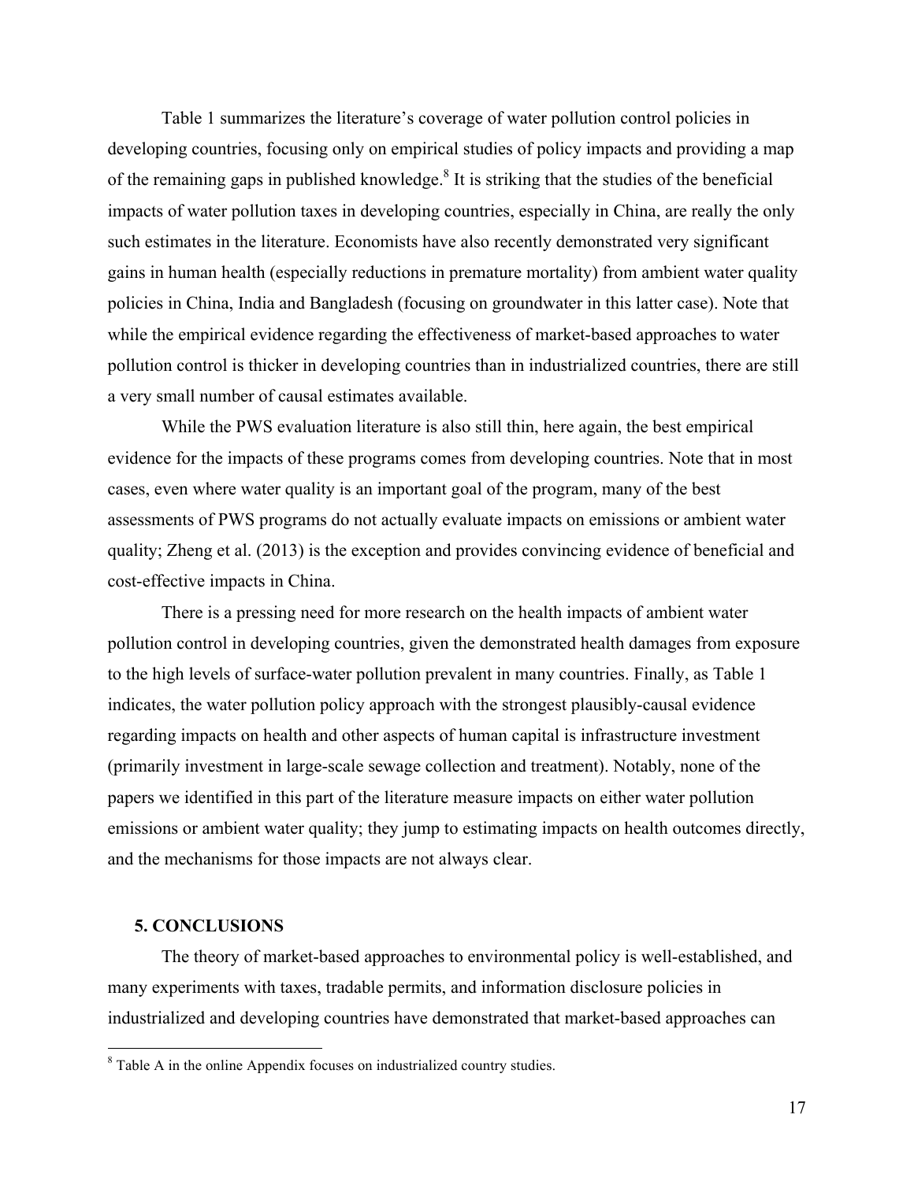Table 1 summarizes the literature's coverage of water pollution control policies in developing countries, focusing only on empirical studies of policy impacts and providing a map of the remaining gaps in published knowledge.[8] It is striking that the studies of the beneficial impacts of water pollution taxes in developing countries, especially in China, are really the only such estimates in the literature. Economists have also recently demonstrated very significant gains in human health (especially reductions in premature mortality) from ambient water quality policies in China, India and Bangladesh (focusing on groundwater in this latter case). Note that while the empirical evidence regarding the effectiveness of market-based approaches to water pollution control is thicker in developing countries than in industrialized countries, there are still a very small number of causal estimates available.

While the PWS evaluation literature is also still thin, here again, the best empirical evidence for the impacts of these programs comes from developing countries. Note that in most cases, even where water quality is an important goal of the program, many of the best assessments of PWS programs do not actually evaluate impacts on emissions or ambient water quality; Zheng et al. (2013) is the exception and provides convincing evidence of beneficial and cost-effective impacts in China.

There is a pressing need for more research on the health impacts of ambient water pollution control in developing countries, given the demonstrated health damages from exposure to the high levels of surface-water pollution prevalent in many countries. Finally, as Table 1 indicates, the water pollution policy approach with the strongest plausibly-causal evidence regarding impacts on health and other aspects of human capital is infrastructure investment (primarily investment in large-scale sewage collection and treatment). Notably, none of the papers we identified in this part of the literature measure impacts on either water pollution emissions or ambient water quality; they jump to estimating impacts on health outcomes directly, and the mechanisms for those impacts are not always clear.

## 5. CONCLUSIONS

The theory of market-based approaches to environmental policy is well-established, and many experiments with taxes, tradable permits, and information disclosure policies in industrialized and developing countries have demonstrated that market-based approaches can

[8] Table A in the online Appendix focuses on industrialized country studies.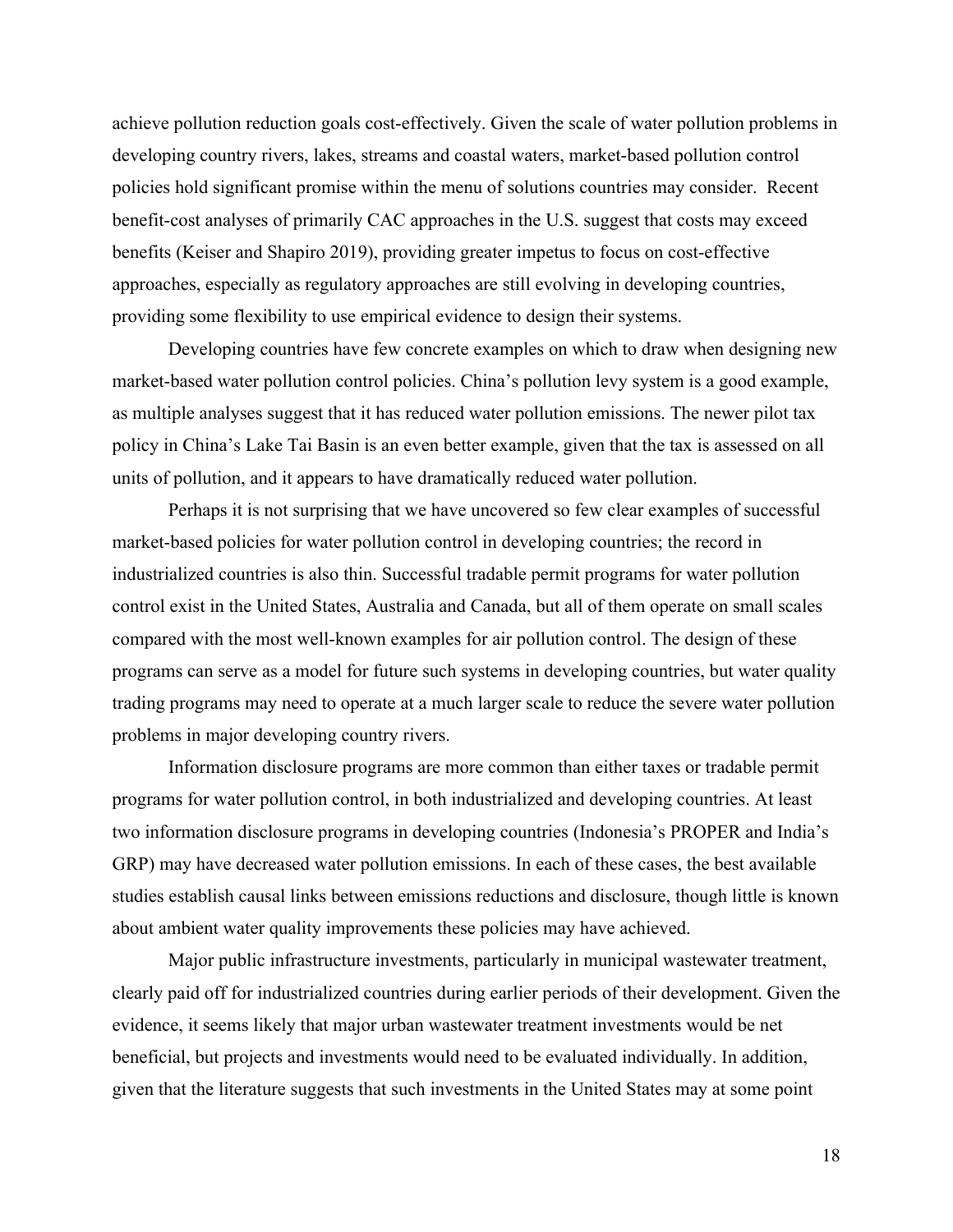achieve pollution reduction goals cost-effectively. Given the scale of water pollution problems in developing country rivers, lakes, streams and coastal waters, market-based pollution control policies hold significant promise within the menu of solutions countries may consider. Recent benefit-cost analyses of primarily CAC approaches in the U.S. suggest that costs may exceed benefits (Keiser and Shapiro 2019), providing greater impetus to focus on cost-effective approaches, especially as regulatory approaches are still evolving in developing countries, providing some flexibility to use empirical evidence to design their systems.

Developing countries have few concrete examples on which to draw when designing new market-based water pollution control policies. China's pollution levy system is a good example, as multiple analyses suggest that it has reduced water pollution emissions. The newer pilot tax policy in China's Lake Tai Basin is an even better example, given that the tax is assessed on all units of pollution, and it appears to have dramatically reduced water pollution.

Perhaps it is not surprising that we have uncovered so few clear examples of successful market-based policies for water pollution control in developing countries; the record in industrialized countries is also thin. Successful tradable permit programs for water pollution control exist in the United States, Australia and Canada, but all of them operate on small scales compared with the most well-known examples for air pollution control. The design of these programs can serve as a model for future such systems in developing countries, but water quality trading programs may need to operate at a much larger scale to reduce the severe water pollution problems in major developing country rivers.

Information disclosure programs are more common than either taxes or tradable permit programs for water pollution control, in both industrialized and developing countries. At least two information disclosure programs in developing countries (Indonesia's PROPER and India's GRP) may have decreased water pollution emissions. In each of these cases, the best available studies establish causal links between emissions reductions and disclosure, though little is known about ambient water quality improvements these policies may have achieved.

Major public infrastructure investments, particularly in municipal wastewater treatment, clearly paid off for industrialized countries during earlier periods of their development. Given the evidence, it seems likely that major urban wastewater treatment investments would be net beneficial, but projects and investments would need to be evaluated individually. In addition, given that the literature suggests that such investments in the United States may at some point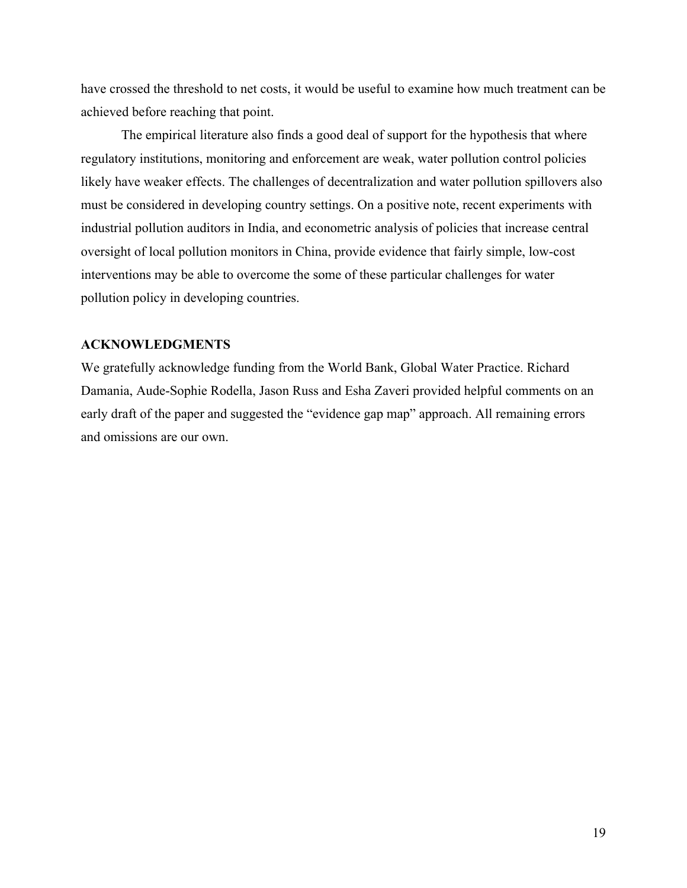have crossed the threshold to net costs, it would be useful to examine how much treatment can be achieved before reaching that point.

The empirical literature also finds a good deal of support for the hypothesis that where regulatory institutions, monitoring and enforcement are weak, water pollution control policies likely have weaker effects. The challenges of decentralization and water pollution spillovers also must be considered in developing country settings. On a positive note, recent experiments with industrial pollution auditors in India, and econometric analysis of policies that increase central oversight of local pollution monitors in China, provide evidence that fairly simple, low-cost interventions may be able to overcome the some of these particular challenges for water pollution policy in developing countries.

## ACKNOWLEDGMENTS

We gratefully acknowledge funding from the World Bank, Global Water Practice. Richard Damania, Aude-Sophie Rodella, Jason Russ and Esha Zaveri provided helpful comments on an early draft of the paper and suggested the "evidence gap map" approach. All remaining errors and omissions are our own.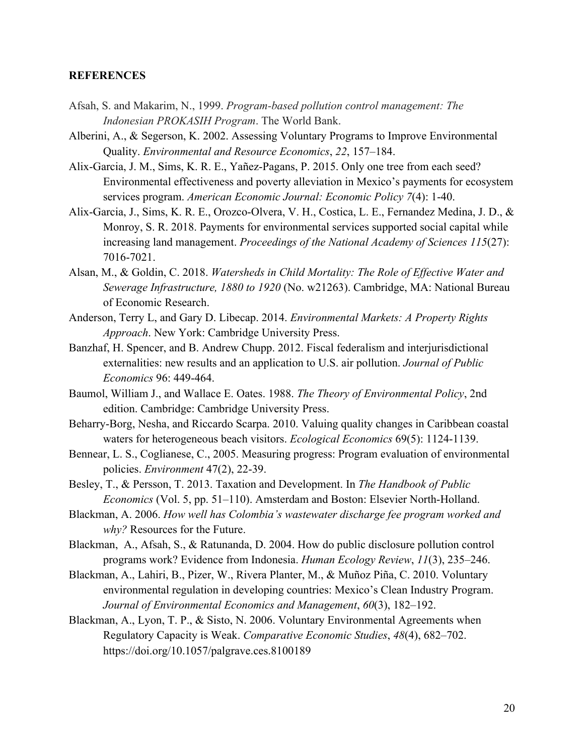## REFERENCES

Afsah, S. and Makarim, N., 1999. *Program-based pollution control management: The Indonesian PROKASIH Program*. The World Bank.

Alberini, A., & Segerson, K. 2002. Assessing Voluntary Programs to Improve Environmental Quality. *Environmental and Resource Economics*, *22*, 157–184.

Alix-Garcia, J. M., Sims, K. R. E., Yañez-Pagans, P. 2015. Only one tree from each seed? Environmental effectiveness and poverty alleviation in Mexico's payments for ecosystem services program. *American Economic Journal: Economic Policy 7*(4): 1-40.

Alix-Garcia, J., Sims, K. R. E., Orozco-Olvera, V. H., Costica, L. E., Fernandez Medina, J. D., & Monroy, S. R. 2018. Payments for environmental services supported social capital while increasing land management. *Proceedings of the National Academy of Sciences 115*(27): 7016-7021.

Alsan, M., & Goldin, C. 2018. *Watersheds in Child Mortality: The Role of Effective Water and Sewerage Infrastructure, 1880 to 1920* (No. w21263). Cambridge, MA: National Bureau of Economic Research.

Anderson, Terry L, and Gary D. Libecap. 2014. *Environmental Markets: A Property Rights Approach*. New York: Cambridge University Press.

Banzhaf, H. Spencer, and B. Andrew Chupp. 2012. Fiscal federalism and interjurisdictional externalities: new results and an application to U.S. air pollution. *Journal of Public Economics* 96: 449-464.

Baumol, William J., and Wallace E. Oates. 1988. *The Theory of Environmental Policy*, 2nd edition. Cambridge: Cambridge University Press.

Beharry-Borg, Nesha, and Riccardo Scarpa. 2010. Valuing quality changes in Caribbean coastal waters for heterogeneous beach visitors. *Ecological Economics* 69(5): 1124-1139.

Bennear, L. S., Coglianese, C., 2005. Measuring progress: Program evaluation of environmental policies. *Environment* 47(2), 22-39.

Besley, T., & Persson, T. 2013. Taxation and Development. In *The Handbook of Public Economics* (Vol. 5, pp. 51–110). Amsterdam and Boston: Elsevier North-Holland.

Blackman, A. 2006. *How well has Colombia's wastewater discharge fee program worked and why?* Resources for the Future.

Blackman, A., Afsah, S., & Ratunanda, D. 2004. How do public disclosure pollution control programs work? Evidence from Indonesia. *Human Ecology Review*, *11*(3), 235–246.

Blackman, A., Lahiri, B., Pizer, W., Rivera Planter, M., & Muñoz Piña, C. 2010. Voluntary environmental regulation in developing countries: Mexico's Clean Industry Program. *Journal of Environmental Economics and Management*, *60*(3), 182–192.

Blackman, A., Lyon, T. P., & Sisto, N. 2006. Voluntary Environmental Agreements when Regulatory Capacity is Weak. *Comparative Economic Studies*, *48*(4), 682–702. https://doi.org/10.1057/palgrave.ces.8100189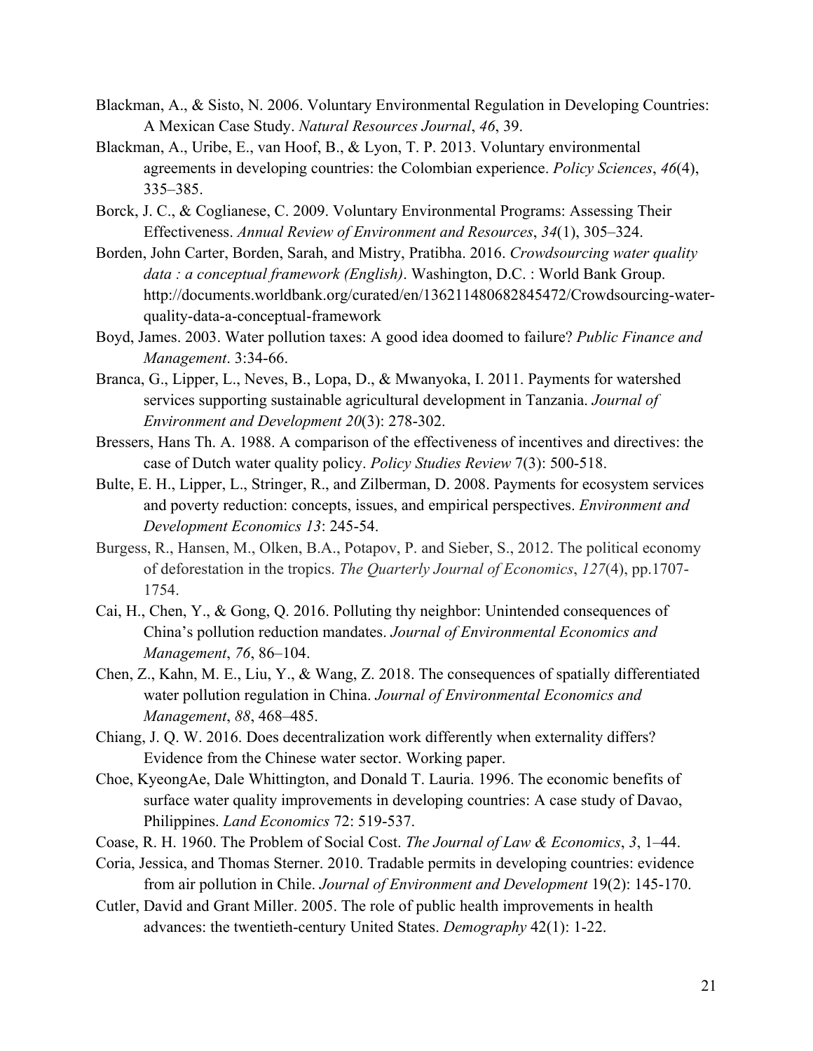Blackman, A., & Sisto, N. 2006. Voluntary Environmental Regulation in Developing Countries: A Mexican Case Study. *Natural Resources Journal*, *46*, 39.

Blackman, A., Uribe, E., van Hoof, B., & Lyon, T. P. 2013. Voluntary environmental agreements in developing countries: the Colombian experience. *Policy Sciences*, *46*(4), 335–385.

Borck, J. C., & Coglianese, C. 2009. Voluntary Environmental Programs: Assessing Their Effectiveness. *Annual Review of Environment and Resources*, *34*(1), 305–324.

Borden, John Carter, Borden, Sarah, and Mistry, Pratibha. 2016. *Crowdsourcing water quality data : a conceptual framework (English)*. Washington, D.C. : World Bank Group. http://documents.worldbank.org/curated/en/136211480682845472/Crowdsourcing-water-quality-data-a-conceptual-framework

Boyd, James. 2003. Water pollution taxes: A good idea doomed to failure? *Public Finance and Management*. 3:34-66.

Branca, G., Lipper, L., Neves, B., Lopa, D., & Mwanyoka, I. 2011. Payments for watershed services supporting sustainable agricultural development in Tanzania. *Journal of Environment and Development 20*(3): 278-302.

Bressers, Hans Th. A. 1988. A comparison of the effectiveness of incentives and directives: the case of Dutch water quality policy. *Policy Studies Review* 7(3): 500-518.

Bulte, E. H., Lipper, L., Stringer, R., and Zilberman, D. 2008. Payments for ecosystem services and poverty reduction: concepts, issues, and empirical perspectives. *Environment and Development Economics 13*: 245-54.

Burgess, R., Hansen, M., Olken, B.A., Potapov, P. and Sieber, S., 2012. The political economy of deforestation in the tropics. *The Quarterly Journal of Economics*, *127*(4), pp.1707-1754.

Cai, H., Chen, Y., & Gong, Q. 2016. Polluting thy neighbor: Unintended consequences of China's pollution reduction mandates. *Journal of Environmental Economics and Management*, *76*, 86–104.

Chen, Z., Kahn, M. E., Liu, Y., & Wang, Z. 2018. The consequences of spatially differentiated water pollution regulation in China. *Journal of Environmental Economics and Management*, *88*, 468–485.

Chiang, J. Q. W. 2016. Does decentralization work differently when externality differs? Evidence from the Chinese water sector. Working paper.

Choe, KyeongAe, Dale Whittington, and Donald T. Lauria. 1996. The economic benefits of surface water quality improvements in developing countries: A case study of Davao, Philippines. *Land Economics* 72: 519-537.

Coase, R. H. 1960. The Problem of Social Cost. *The Journal of Law & Economics*, *3*, 1–44.

Coria, Jessica, and Thomas Sterner. 2010. Tradable permits in developing countries: evidence from air pollution in Chile. *Journal of Environment and Development* 19(2): 145-170.

Cutler, David and Grant Miller. 2005. The role of public health improvements in health advances: the twentieth-century United States. *Demography* 42(1): 1-22.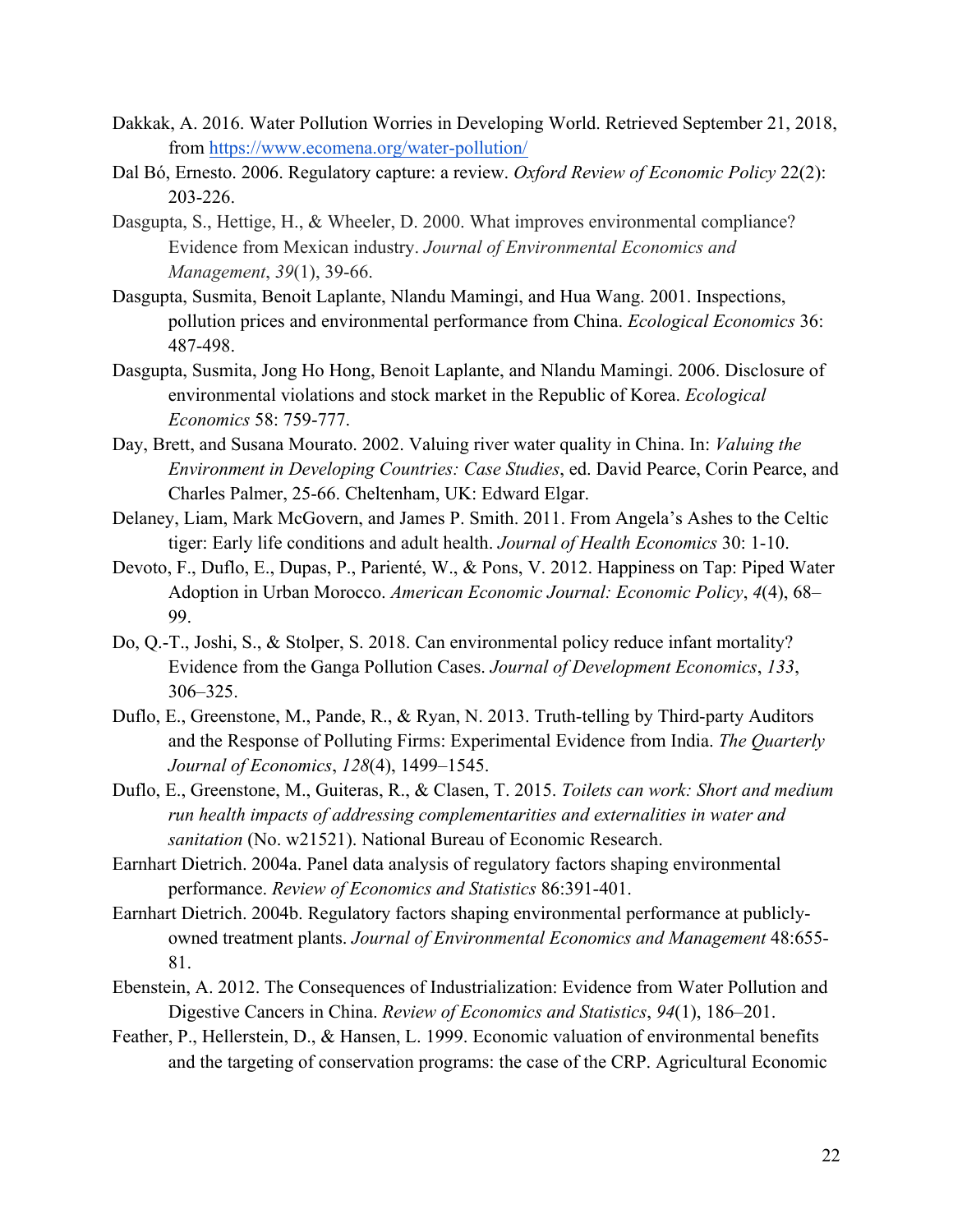Dakkak, A. 2016. Water Pollution Worries in Developing World. Retrieved September 21, 2018, from https://www.ecomena.org/water-pollution/

Dal Bó, Ernesto. 2006. Regulatory capture: a review. *Oxford Review of Economic Policy* 22(2): 203-226.

Dasgupta, S., Hettige, H., & Wheeler, D. 2000. What improves environmental compliance? Evidence from Mexican industry. *Journal of Environmental Economics and Management*, *39*(1), 39-66.

Dasgupta, Susmita, Benoit Laplante, Nlandu Mamingi, and Hua Wang. 2001. Inspections, pollution prices and environmental performance from China. *Ecological Economics* 36: 487-498.

Dasgupta, Susmita, Jong Ho Hong, Benoit Laplante, and Nlandu Mamingi. 2006. Disclosure of environmental violations and stock market in the Republic of Korea. *Ecological Economics* 58: 759-777.

Day, Brett, and Susana Mourato. 2002. Valuing river water quality in China. In: *Valuing the Environment in Developing Countries: Case Studies*, ed. David Pearce, Corin Pearce, and Charles Palmer, 25-66. Cheltenham, UK: Edward Elgar.

Delaney, Liam, Mark McGovern, and James P. Smith. 2011. From Angela's Ashes to the Celtic tiger: Early life conditions and adult health. *Journal of Health Economics* 30: 1-10.

Devoto, F., Duflo, E., Dupas, P., Parienté, W., & Pons, V. 2012. Happiness on Tap: Piped Water Adoption in Urban Morocco. *American Economic Journal: Economic Policy*, *4*(4), 68–99.

Do, Q.-T., Joshi, S., & Stolper, S. 2018. Can environmental policy reduce infant mortality? Evidence from the Ganga Pollution Cases. *Journal of Development Economics*, *133*, 306–325.

Duflo, E., Greenstone, M., Pande, R., & Ryan, N. 2013. Truth-telling by Third-party Auditors and the Response of Polluting Firms: Experimental Evidence from India. *The Quarterly Journal of Economics*, *128*(4), 1499–1545.

Duflo, E., Greenstone, M., Guiteras, R., & Clasen, T. 2015. *Toilets can work: Short and medium run health impacts of addressing complementarities and externalities in water and sanitation* (No. w21521). National Bureau of Economic Research.

Earnhart Dietrich. 2004a. Panel data analysis of regulatory factors shaping environmental performance. *Review of Economics and Statistics* 86:391-401.

Earnhart Dietrich. 2004b. Regulatory factors shaping environmental performance at publicly-owned treatment plants. *Journal of Environmental Economics and Management* 48:655-81.

Ebenstein, A. 2012. The Consequences of Industrialization: Evidence from Water Pollution and Digestive Cancers in China. *Review of Economics and Statistics*, *94*(1), 186–201.

Feather, P., Hellerstein, D., & Hansen, L. 1999. Economic valuation of environmental benefits and the targeting of conservation programs: the case of the CRP. Agricultural Economic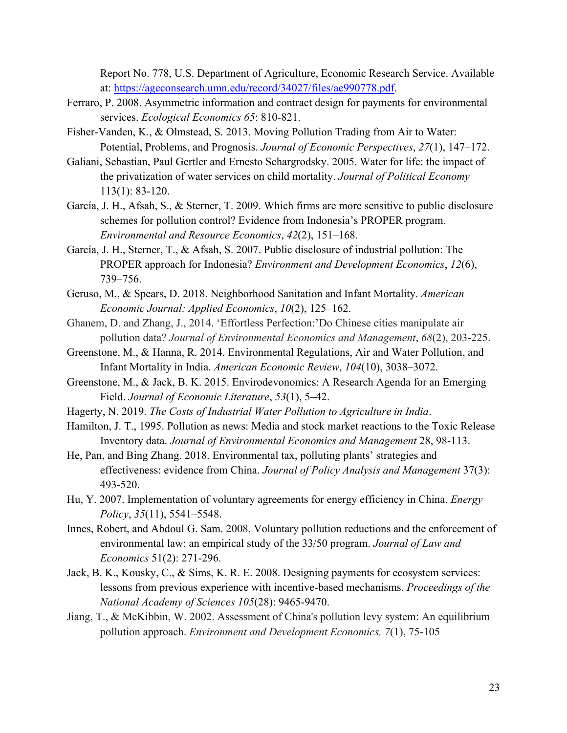Report No. 778, U.S. Department of Agriculture, Economic Research Service. Available at: [https://ageconsearch.umn.edu/record/34027/files/ae990778.pdf](https://ageconsearch.umn.edu/record/34027/files/ae990778.pdf).

Ferraro, P. 2008. Asymmetric information and contract design for payments for environmental services. *Ecological Economics 65*: 810-821.

Fisher-Vanden, K., & Olmstead, S. 2013. Moving Pollution Trading from Air to Water: Potential, Problems, and Prognosis. *Journal of Economic Perspectives*, *27*(1), 147–172.

Galiani, Sebastian, Paul Gertler and Ernesto Schargrodsky. 2005. Water for life: the impact of the privatization of water services on child mortality. *Journal of Political Economy* 113(1): 83-120.

García, J. H., Afsah, S., & Sterner, T. 2009. Which firms are more sensitive to public disclosure schemes for pollution control? Evidence from Indonesia's PROPER program. *Environmental and Resource Economics*, *42*(2), 151–168.

García, J. H., Sterner, T., & Afsah, S. 2007. Public disclosure of industrial pollution: The PROPER approach for Indonesia? *Environment and Development Economics*, *12*(6), 739–756.

Geruso, M., & Spears, D. 2018. Neighborhood Sanitation and Infant Mortality. *American Economic Journal: Applied Economics*, *10*(2), 125–162.

Ghanem, D. and Zhang, J., 2014. 'Effortless Perfection:'Do Chinese cities manipulate air pollution data? *Journal of Environmental Economics and Management*, *68*(2), 203-225.

Greenstone, M., & Hanna, R. 2014. Environmental Regulations, Air and Water Pollution, and Infant Mortality in India. *American Economic Review*, *104*(10), 3038–3072.

Greenstone, M., & Jack, B. K. 2015. Envirodevonomics: A Research Agenda for an Emerging Field. *Journal of Economic Literature*, *53*(1), 5–42.

Hagerty, N. 2019. *The Costs of Industrial Water Pollution to Agriculture in India*.

Hamilton, J. T., 1995. Pollution as news: Media and stock market reactions to the Toxic Release Inventory data. *Journal of Environmental Economics and Management* 28, 98-113.

He, Pan, and Bing Zhang. 2018. Environmental tax, polluting plants' strategies and effectiveness: evidence from China. *Journal of Policy Analysis and Management* 37(3): 493-520.

Hu, Y. 2007. Implementation of voluntary agreements for energy efficiency in China. *Energy Policy*, *35*(11), 5541–5548.

Innes, Robert, and Abdoul G. Sam. 2008. Voluntary pollution reductions and the enforcement of environmental law: an empirical study of the 33/50 program. *Journal of Law and Economics* 51(2): 271-296.

Jack, B. K., Kousky, C., & Sims, K. R. E. 2008. Designing payments for ecosystem services: lessons from previous experience with incentive-based mechanisms. *Proceedings of the National Academy of Sciences 105*(28): 9465-9470.

Jiang, T., & McKibbin, W. 2002. Assessment of China's pollution levy system: An equilibrium pollution approach. *Environment and Development Economics, 7*(1), 75-105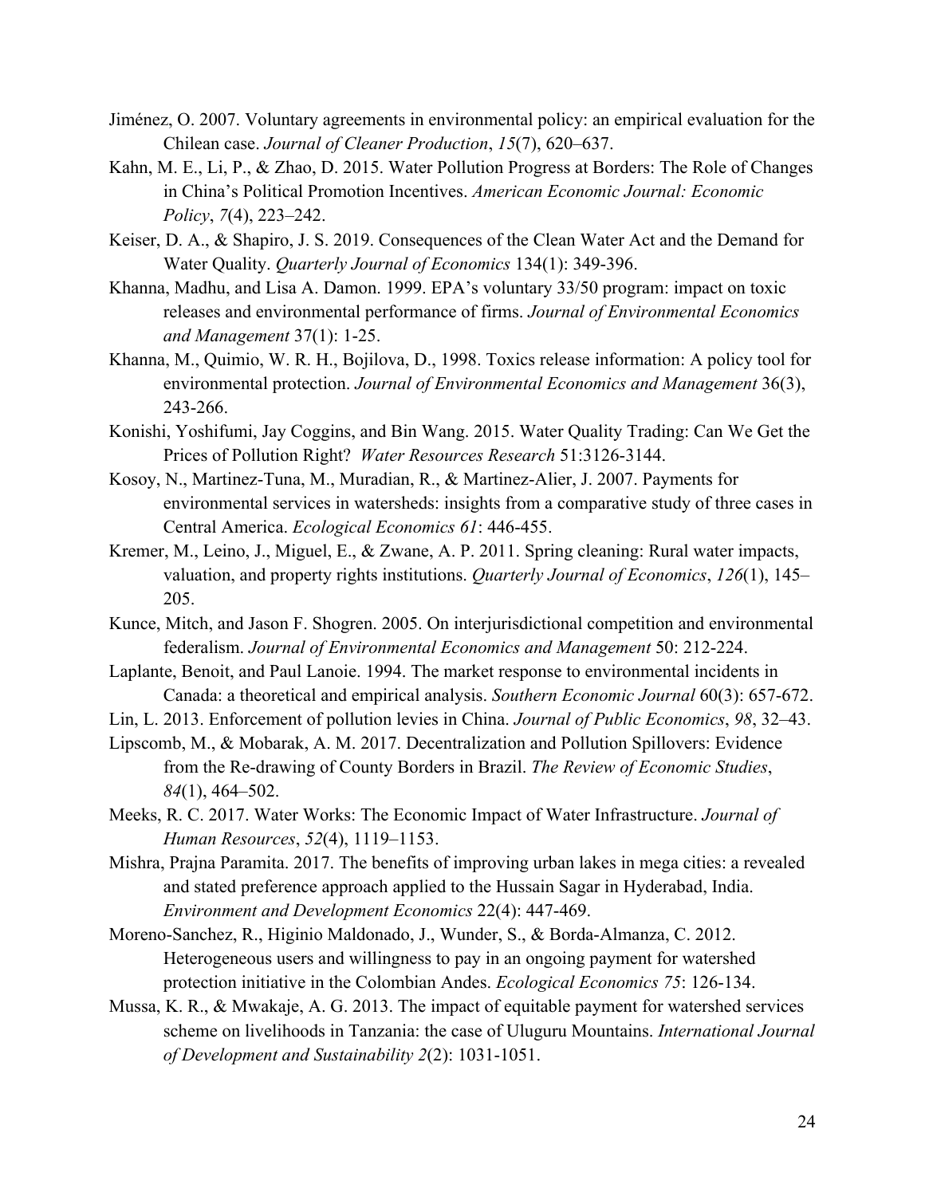Jiménez, O. 2007. Voluntary agreements in environmental policy: an empirical evaluation for the Chilean case. *Journal of Cleaner Production*, *15*(7), 620–637.

Kahn, M. E., Li, P., & Zhao, D. 2015. Water Pollution Progress at Borders: The Role of Changes in China's Political Promotion Incentives. *American Economic Journal: Economic Policy*, *7*(4), 223–242.

Keiser, D. A., & Shapiro, J. S. 2019. Consequences of the Clean Water Act and the Demand for Water Quality. *Quarterly Journal of Economics* 134(1): 349-396.

Khanna, Madhu, and Lisa A. Damon. 1999. EPA's voluntary 33/50 program: impact on toxic releases and environmental performance of firms. *Journal of Environmental Economics and Management* 37(1): 1-25.

Khanna, M., Quimio, W. R. H., Bojilova, D., 1998. Toxics release information: A policy tool for environmental protection. *Journal of Environmental Economics and Management* 36(3), 243-266.

Konishi, Yoshifumi, Jay Coggins, and Bin Wang. 2015. Water Quality Trading: Can We Get the Prices of Pollution Right? *Water Resources Research* 51:3126-3144.

Kosoy, N., Martinez-Tuna, M., Muradian, R., & Martinez-Alier, J. 2007. Payments for environmental services in watersheds: insights from a comparative study of three cases in Central America. *Ecological Economics 61*: 446-455.

Kremer, M., Leino, J., Miguel, E., & Zwane, A. P. 2011. Spring cleaning: Rural water impacts, valuation, and property rights institutions. *Quarterly Journal of Economics*, *126*(1), 145–205.

Kunce, Mitch, and Jason F. Shogren. 2005. On interjurisdictional competition and environmental federalism. *Journal of Environmental Economics and Management* 50: 212-224.

Laplante, Benoit, and Paul Lanoie. 1994. The market response to environmental incidents in Canada: a theoretical and empirical analysis. *Southern Economic Journal* 60(3): 657-672.

Lin, L. 2013. Enforcement of pollution levies in China. *Journal of Public Economics*, *98*, 32–43.

Lipscomb, M., & Mobarak, A. M. 2017. Decentralization and Pollution Spillovers: Evidence from the Re-drawing of County Borders in Brazil. *The Review of Economic Studies*, *84*(1), 464–502.

Meeks, R. C. 2017. Water Works: The Economic Impact of Water Infrastructure. *Journal of Human Resources*, *52*(4), 1119–1153.

Mishra, Prajna Paramita. 2017. The benefits of improving urban lakes in mega cities: a revealed and stated preference approach applied to the Hussain Sagar in Hyderabad, India. *Environment and Development Economics* 22(4): 447-469.

Moreno-Sanchez, R., Higinio Maldonado, J., Wunder, S., & Borda-Almanza, C. 2012. Heterogeneous users and willingness to pay in an ongoing payment for watershed protection initiative in the Colombian Andes. *Ecological Economics 75*: 126-134.

Mussa, K. R., & Mwakaje, A. G. 2013. The impact of equitable payment for watershed services scheme on livelihoods in Tanzania: the case of Uluguru Mountains. *International Journal of Development and Sustainability 2*(2): 1031-1051.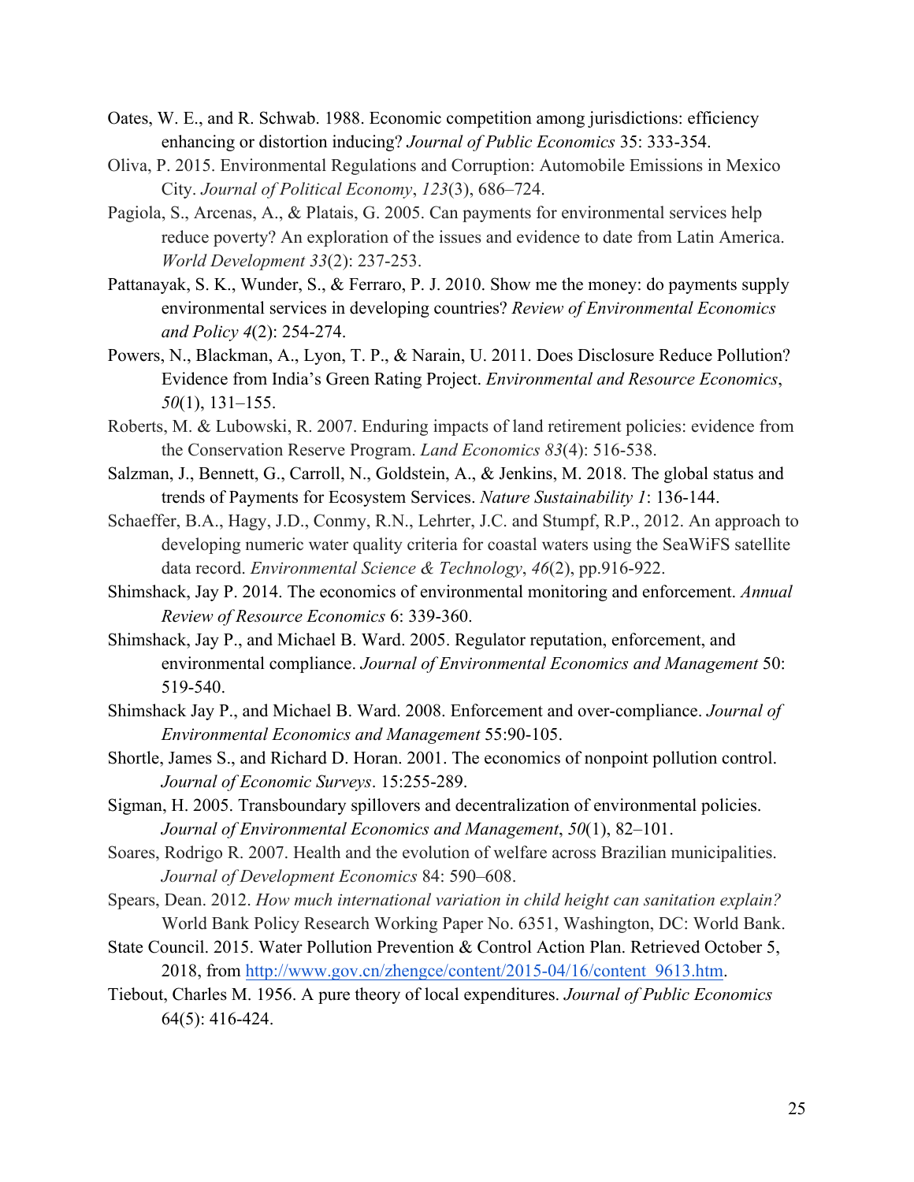Oates, W. E., and R. Schwab. 1988. Economic competition among jurisdictions: efficiency enhancing or distortion inducing? *Journal of Public Economics* 35: 333-354.

Oliva, P. 2015. Environmental Regulations and Corruption: Automobile Emissions in Mexico City. *Journal of Political Economy*, *123*(3), 686–724.

Pagiola, S., Arcenas, A., & Platais, G. 2005. Can payments for environmental services help reduce poverty? An exploration of the issues and evidence to date from Latin America. *World Development 33*(2): 237-253.

Pattanayak, S. K., Wunder, S., & Ferraro, P. J. 2010. Show me the money: do payments supply environmental services in developing countries? *Review of Environmental Economics and Policy 4*(2): 254-274.

Powers, N., Blackman, A., Lyon, T. P., & Narain, U. 2011. Does Disclosure Reduce Pollution? Evidence from India's Green Rating Project. *Environmental and Resource Economics*, *50*(1), 131–155.

Roberts, M. & Lubowski, R. 2007. Enduring impacts of land retirement policies: evidence from the Conservation Reserve Program. *Land Economics 83*(4): 516-538.

Salzman, J., Bennett, G., Carroll, N., Goldstein, A., & Jenkins, M. 2018. The global status and trends of Payments for Ecosystem Services. *Nature Sustainability 1*: 136-144.

Schaeffer, B.A., Hagy, J.D., Conmy, R.N., Lehrter, J.C. and Stumpf, R.P., 2012. An approach to developing numeric water quality criteria for coastal waters using the SeaWiFS satellite data record. *Environmental Science & Technology*, *46*(2), pp.916-922.

Shimshack, Jay P. 2014. The economics of environmental monitoring and enforcement. *Annual Review of Resource Economics* 6: 339-360.

Shimshack, Jay P., and Michael B. Ward. 2005. Regulator reputation, enforcement, and environmental compliance. *Journal of Environmental Economics and Management* 50: 519-540.

Shimshack Jay P., and Michael B. Ward. 2008. Enforcement and over-compliance. *Journal of Environmental Economics and Management* 55:90-105.

Shortle, James S., and Richard D. Horan. 2001. The economics of nonpoint pollution control. *Journal of Economic Surveys*. 15:255-289.

Sigman, H. 2005. Transboundary spillovers and decentralization of environmental policies. *Journal of Environmental Economics and Management*, *50*(1), 82–101.

Soares, Rodrigo R. 2007. Health and the evolution of welfare across Brazilian municipalities. *Journal of Development Economics* 84: 590–608.

Spears, Dean. 2012. *How much international variation in child height can sanitation explain?* World Bank Policy Research Working Paper No. 6351, Washington, DC: World Bank.

State Council. 2015. Water Pollution Prevention & Control Action Plan. Retrieved October 5, 2018, from http://www.gov.cn/zhengce/content/2015-04/16/content_9613.htm.

Tiebout, Charles M. 1956. A pure theory of local expenditures. *Journal of Public Economics* 64(5): 416-424.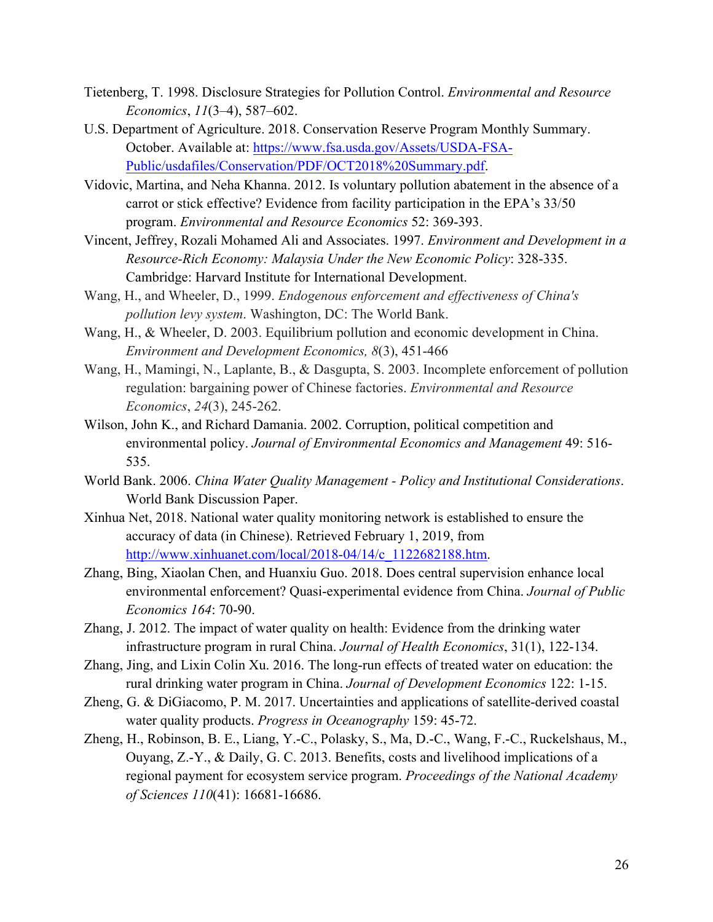Tietenberg, T. 1998. Disclosure Strategies for Pollution Control. *Environmental and Resource Economics*, *11*(3–4), 587–602.

U.S. Department of Agriculture. 2018. Conservation Reserve Program Monthly Summary. October. Available at: [https://www.fsa.usda.gov/Assets/USDA-FSA-Public/usdafiles/Conservation/PDF/OCT2018%20Summary.pdf](https://www.fsa.usda.gov/Assets/USDA-FSA-Public/usdafiles/Conservation/PDF/OCT2018%20Summary.pdf).

Vidovic, Martina, and Neha Khanna. 2012. Is voluntary pollution abatement in the absence of a carrot or stick effective? Evidence from facility participation in the EPA's 33/50 program. *Environmental and Resource Economics* 52: 369-393.

Vincent, Jeffrey, Rozali Mohamed Ali and Associates. 1997. *Environment and Development in a Resource-Rich Economy: Malaysia Under the New Economic Policy*: 328-335. Cambridge: Harvard Institute for International Development.

Wang, H., and Wheeler, D., 1999. *Endogenous enforcement and effectiveness of China's pollution levy system*. Washington, DC: The World Bank.

Wang, H., & Wheeler, D. 2003. Equilibrium pollution and economic development in China. *Environment and Development Economics, 8*(3), 451-466

Wang, H., Mamingi, N., Laplante, B., & Dasgupta, S. 2003. Incomplete enforcement of pollution regulation: bargaining power of Chinese factories. *Environmental and Resource Economics*, *24*(3), 245-262.

Wilson, John K., and Richard Damania. 2002. Corruption, political competition and environmental policy. *Journal of Environmental Economics and Management* 49: 516-535.

World Bank. 2006. *China Water Quality Management - Policy and Institutional Considerations*. World Bank Discussion Paper.

Xinhua Net, 2018. National water quality monitoring network is established to ensure the accuracy of data (in Chinese). Retrieved February 1, 2019, from [http://www.xinhuanet.com/local/2018-04/14/c_1122682188.htm](http://www.xinhuanet.com/local/2018-04/14/c_1122682188.htm).

Zhang, Bing, Xiaolan Chen, and Huanxiu Guo. 2018. Does central supervision enhance local environmental enforcement? Quasi-experimental evidence from China. *Journal of Public Economics 164*: 70-90.

Zhang, J. 2012. The impact of water quality on health: Evidence from the drinking water infrastructure program in rural China. *Journal of Health Economics*, 31(1), 122-134.

Zhang, Jing, and Lixin Colin Xu. 2016. The long-run effects of treated water on education: the rural drinking water program in China. *Journal of Development Economics* 122: 1-15.

Zheng, G. & DiGiacomo, P. M. 2017. Uncertainties and applications of satellite-derived coastal water quality products. *Progress in Oceanography* 159: 45-72.

Zheng, H., Robinson, B. E., Liang, Y.-C., Polasky, S., Ma, D.-C., Wang, F.-C., Ruckelshaus, M., Ouyang, Z.-Y., & Daily, G. C. 2013. Benefits, costs and livelihood implications of a regional payment for ecosystem service program. *Proceedings of the National Academy of Sciences 110*(41): 16681-16686.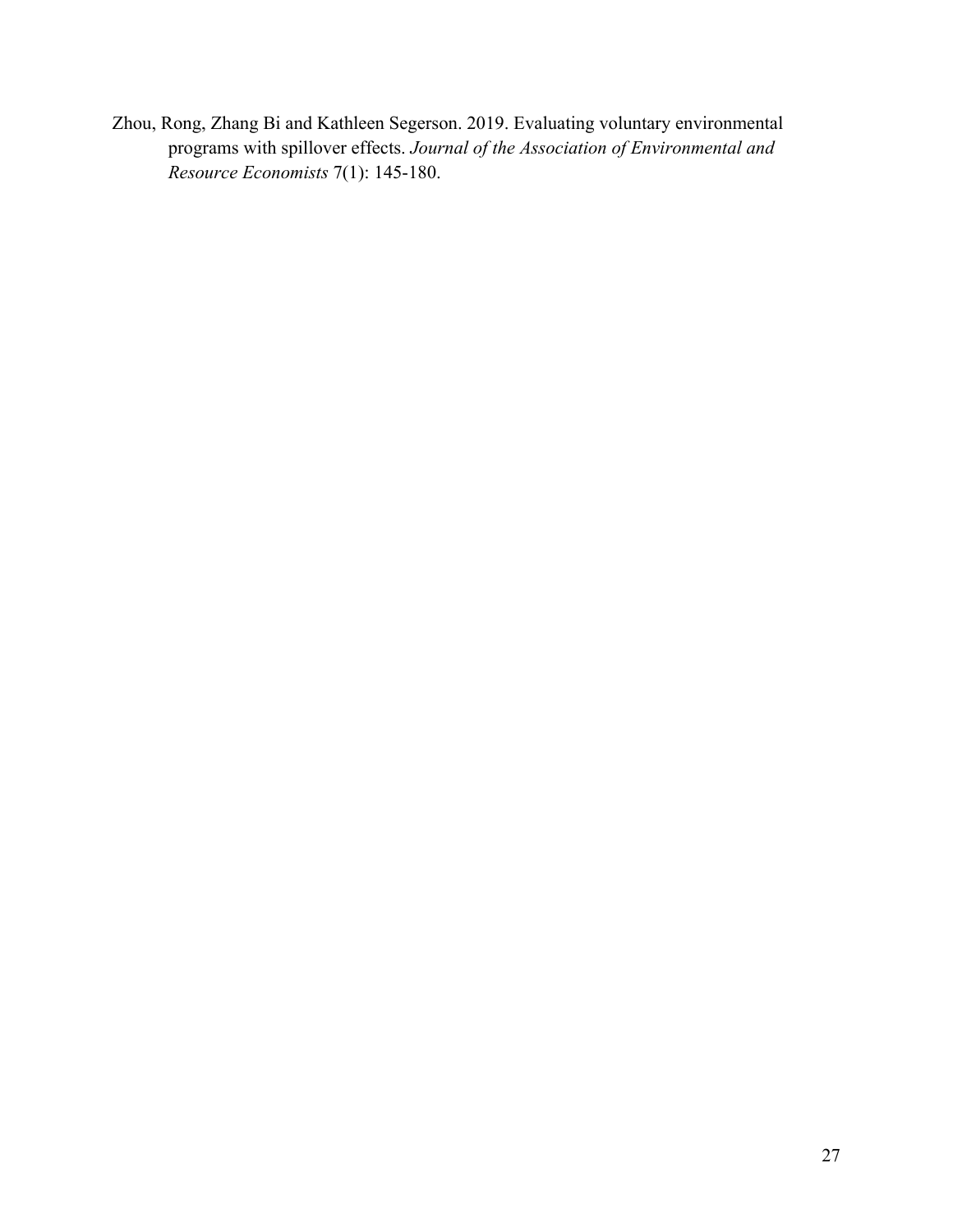Zhou, Rong, Zhang Bi and Kathleen Segerson. 2019. Evaluating voluntary environmental programs with spillover effects. *Journal of the Association of Environmental and Resource Economists* 7(1): 145-180.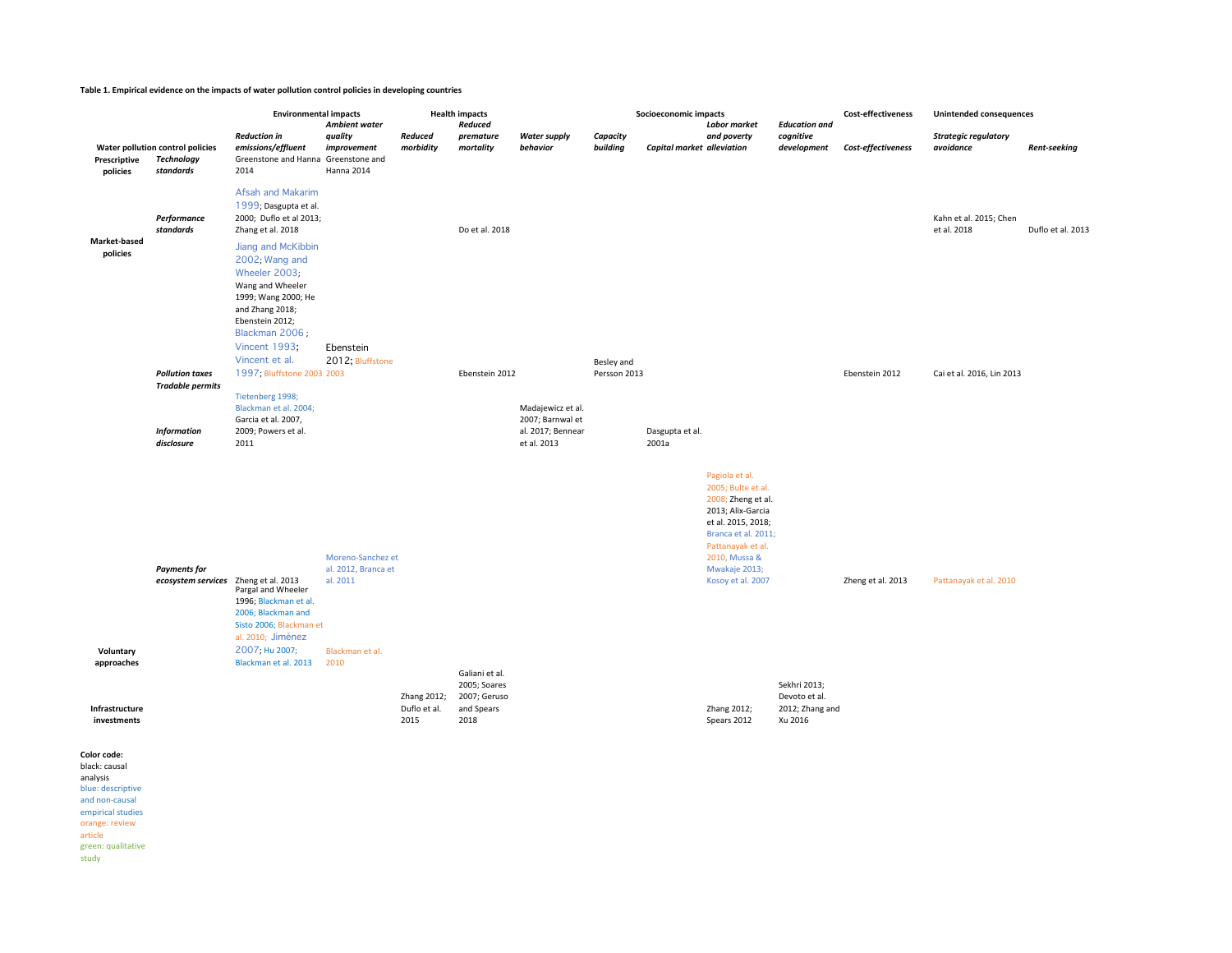**Table 1. Empirical evidence on the impacts of water pollution control policies in developing countries**

| Water pollution control policies | | Environmental impacts | | Health impacts | | Socioeconomic impacts | | | | | Cost-effectiveness | Unintended consequences | |
|---|---|---|---|---|---|---|---|---|---|---|---|---|---|
| | | *Reduction in emissions/effluent* | *Ambient water quality improvement* | *Reduced morbidity* | *Reduced premature mortality* | *Water supply behavior* | *Capacity building* | *Capital market* | *Labor market and poverty alleviation* | *Education and cognitive development* | *Cost-effectiveness* | *Strategic regulatory avoidance* | *Rent-seeking* |
| **Prescriptive policies** | *Technology standards* | Greenstone and Hanna 2014 | Greenstone and Hanna 2014 | | | | | | | | | | |
| | *Performance standards* | Afsah and Makarim 1999; Dasgupta et al. 2000; Duflo et al 2013; Zhang et al. 2018 | | | Do et al. 2018 | | | | | | | Kahn et al. 2015; Chen et al. 2018 | Duflo et al. 2013 |
| **Market-based policies** | *Pollution taxes* | Jiang and McKibbin 2002; Wang and Wheeler 2003; Wang and Wheeler 1999; Wang 2000; He and Zhang 2018; Ebenstein 2012; Blackman 2006; Vincent 1993; Vincent et al. 1997; Bluffstone 2003 | Ebenstein 2012; Bluffstone 2003 | | Ebenstein 2012 | | Besley and Persson 2013 | | | | Ebenstein 2012 | Cai et al. 2016, Lin 2013 | |
| | *Tradable permits* | | | | | | | | | | | | |
| | *Information disclosure* | Tietenberg 1998; Blackman et al. 2004; Garcia et al. 2007, 2009; Powers et al. 2011 | | | | Madajewicz et al. 2007; Barnwal et al. 2017; Bennear et al. 2013 | | Dasgupta et al. 2001a | | | | | |
| | *Payments for ecosystem services* | Zheng et al. 2013 | Moreno-Sanchez et al. 2012, Branca et al. 2011 | | | | | | Pagiola et al. 2005; Bulte et al. 2008; Zheng et al. 2013; Alix-Garcia et al. 2015, 2018; Branca et al. 2011; Pattanayak et al. 2010, Mussa & Mwakaje 2013; Kosoy et al. 2007 | | Zheng et al. 2013 | Pattanayak et al. 2010 | |
| **Voluntary approaches** | | Pargal and Wheeler 1996; Blackman et al. 2006; Blackman and Sisto 2006; Blackman et al. 2010; Jiménez 2007; Hu 2007; Blackman et al. 2013 | Blackman et al. 2010 | | | | | | | | | | |
| **Infrastructure investments** | | | | Zhang 2012; Duflo et al. 2015 | Galiani et al. 2005; Soares 2007; Geruso and Spears 2018 | | | | Zhang 2012; Spears 2012 | Sekhri 2013; Devoto et al. 2012; Zhang and Xu 2016 | | | |

**Color code:**
black: causal analysis
blue: descriptive and non-causal empirical studies
orange: review article
green: qualitative study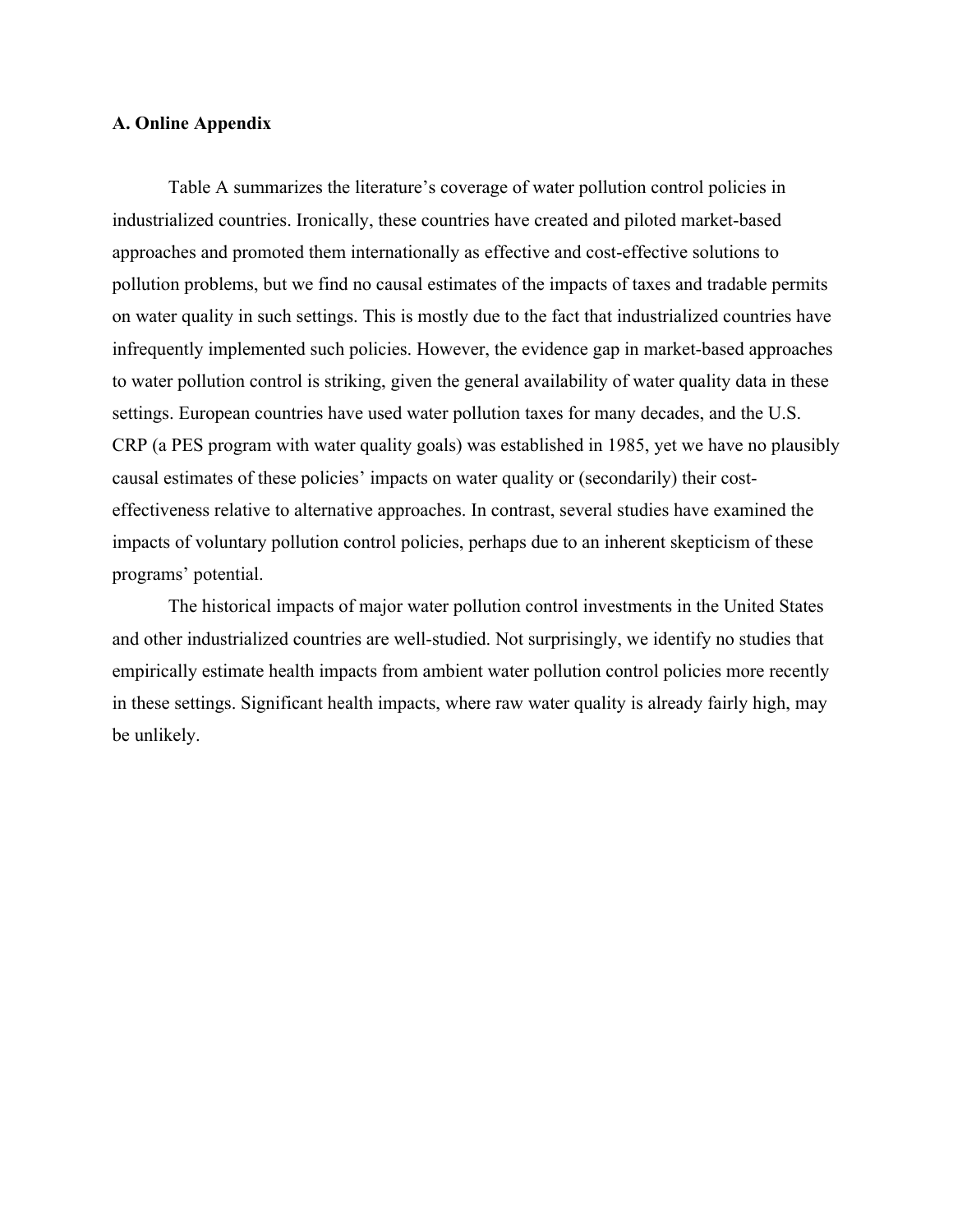### A. Online Appendix

Table A summarizes the literature's coverage of water pollution control policies in industrialized countries. Ironically, these countries have created and piloted market-based approaches and promoted them internationally as effective and cost-effective solutions to pollution problems, but we find no causal estimates of the impacts of taxes and tradable permits on water quality in such settings. This is mostly due to the fact that industrialized countries have infrequently implemented such policies. However, the evidence gap in market-based approaches to water pollution control is striking, given the general availability of water quality data in these settings. European countries have used water pollution taxes for many decades, and the U.S. CRP (a PES program with water quality goals) was established in 1985, yet we have no plausibly causal estimates of these policies' impacts on water quality or (secondarily) their cost-effectiveness relative to alternative approaches. In contrast, several studies have examined the impacts of voluntary pollution control policies, perhaps due to an inherent skepticism of these programs' potential.

The historical impacts of major water pollution control investments in the United States and other industrialized countries are well-studied. Not surprisingly, we identify no studies that empirically estimate health impacts from ambient water pollution control policies more recently in these settings. Significant health impacts, where raw water quality is already fairly high, may be unlikely.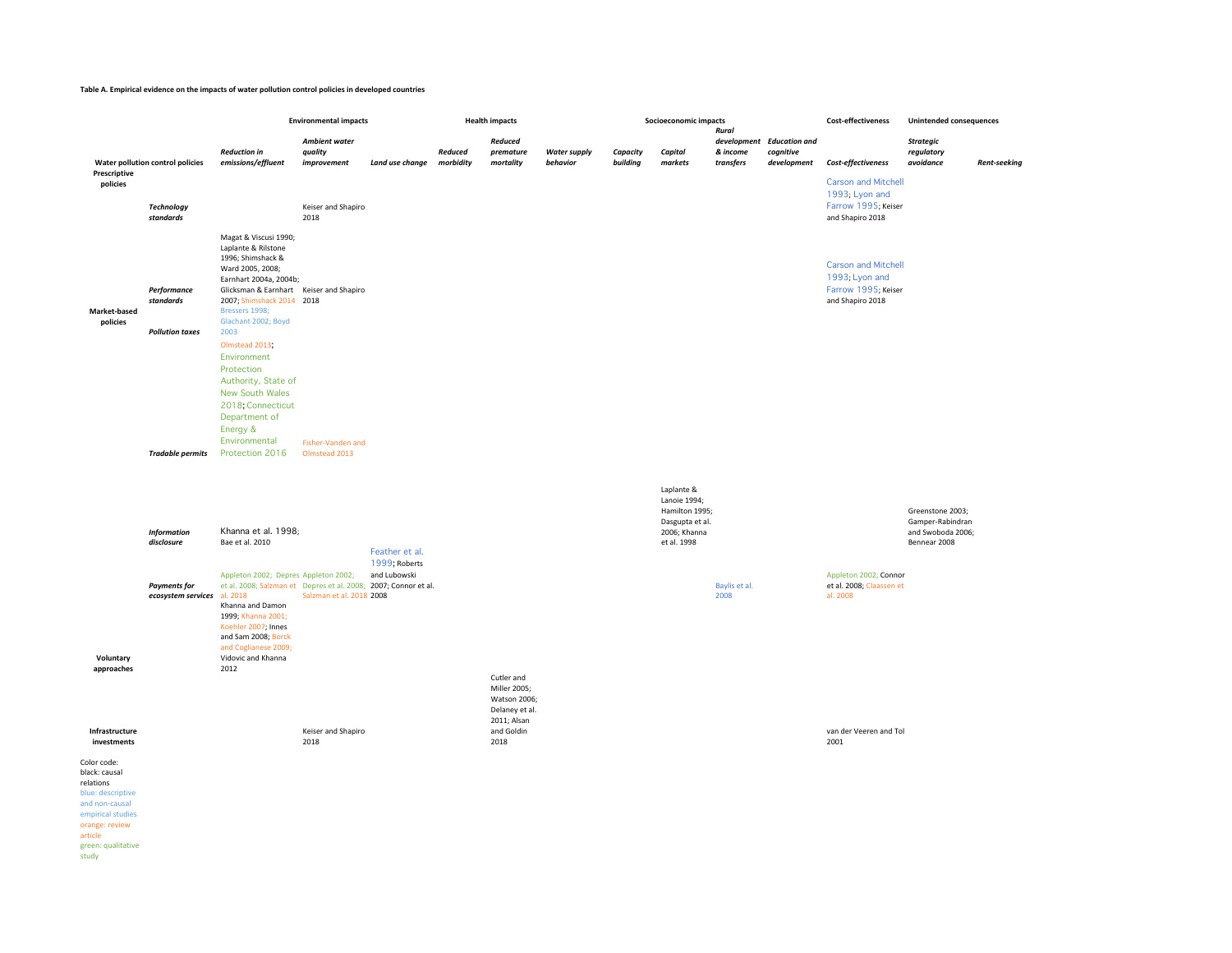**Table A. Empirical evidence on the impacts of water pollution control policies in developed countries**

| | | Environmental impacts | | | Health impacts | | | Socioeconomic impacts | | | | Cost-effectiveness | Unintended consequences | |
|---|---|---|---|---|---|---|---|---|---|---|---|---|---|---|
| Water pollution control policies | | *Reduction in emissions/effluent* | *Ambient water quality improvement* | *Land use change* | *Reduced morbidity* | *Reduced premature mortality* | *Water supply behavior* | *Capacity building* | *Capital markets* | *Rural development & income transfers* | *Education and cognitive development* | *Cost-effectiveness* | *Strategic regulatory avoidance* | *Rent-seeking* |
| Prescriptive policies | *Technology standards* | | Keiser and Shapiro 2018 | | | | | | | | | Carson and Mitchell 1993; Lyon and Farrow 1995; Keiser and Shapiro 2018 | | |
| | *Performance standards* | Magat & Viscusi 1990; Laplante & Rilstone 1996; Shimshack & Ward 2005, 2008; Earnhart 2004a, 2004b; Glicksman & Earnhart 2007; Shimshack 2014 | Keiser and Shapiro 2018 | | | | | | | | | Carson and Mitchell 1993; Lyon and Farrow 1995; Keiser and Shapiro 2018 | | |
| Market-based policies | *Pollution taxes* | Bressers 1998; Glachant 2002; Boyd 2003 | | | | | | | | | | | | |
| | *Tradable permits* | Olmstead 2013; Environment Protection Authority, State of New South Wales 2018; Connecticut Department of Energy & Environmental Protection 2016 | Fisher-Vanden and Olmstead 2013 | | | | | | | | | | | |
| | *Information disclosure* | Khanna et al. 1998; Bae et al. 2010 | | | | | | | Laplante & Lanoie 1994; Hamilton 1995; Dasgupta et al. 2006; Khanna et al. 1998 | | | | Greenstone 2003; Gamper-Rabindran and Swoboda 2006; Bennear 2008 | |
| | *Payments for ecosystem services* | Appleton 2002; Depres et al. 2008; Salzman et al. 2018 | Appleton 2002; Depres et al. 2008; Salzman et al. 2018 | Feather et al. 1999; Roberts and Lubowski 2007; Connor et al. 2008 | | | | | | Baylis et al. 2008 | | Appleton 2002; Connor et al. 2008; Claassen et al. 2008 | | |
| Voluntary approaches | | Khanna and Damon 1999; Khanna 2001; Koehler 2007; Innes and Sam 2008; Borck and Coglianese 2009; Vidovic and Khanna 2012 | | | | | | | | | | | | |
| Infrastructure investments | | | Keiser and Shapiro 2018 | | | Cutler and Miller 2005; Watson 2006; Delaney et al. 2011; Alsan and Goldin 2018 | | | | | | van der Veeren and Tol 2001 | | |

Color code:
black: causal relations
blue: descriptive and non-causal empirical studies
orange: review article
green: qualitative study